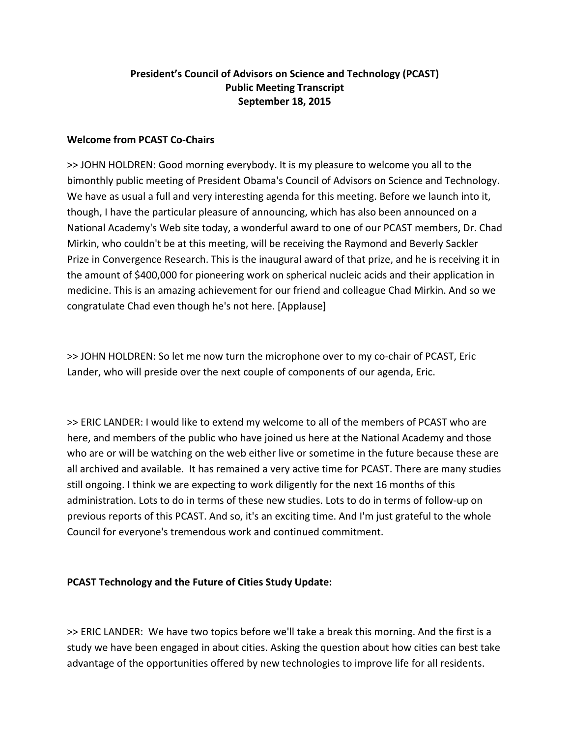# President's Council of Advisors on Science and Technology (PCAST)
# Public Meeting Transcript
# September 18, 2015

## Welcome from PCAST Co-Chairs

>> JOHN HOLDREN: Good morning everybody. It is my pleasure to welcome you all to the bimonthly public meeting of President Obama's Council of Advisors on Science and Technology. We have as usual a full and very interesting agenda for this meeting. Before we launch into it, though, I have the particular pleasure of announcing, which has also been announced on a National Academy's Web site today, a wonderful award to one of our PCAST members, Dr. Chad Mirkin, who couldn't be at this meeting, will be receiving the Raymond and Beverly Sackler Prize in Convergence Research. This is the inaugural award of that prize, and he is receiving it in the amount of $400,000 for pioneering work on spherical nucleic acids and their application in medicine. This is an amazing achievement for our friend and colleague Chad Mirkin. And so we congratulate Chad even though he's not here. [Applause]

>> JOHN HOLDREN: So let me now turn the microphone over to my co-chair of PCAST, Eric Lander, who will preside over the next couple of components of our agenda, Eric.

>> ERIC LANDER: I would like to extend my welcome to all of the members of PCAST who are here, and members of the public who have joined us here at the National Academy and those who are or will be watching on the web either live or sometime in the future because these are all archived and available. It has remained a very active time for PCAST. There are many studies still ongoing. I think we are expecting to work diligently for the next 16 months of this administration. Lots to do in terms of these new studies. Lots to do in terms of follow-up on previous reports of this PCAST. And so, it's an exciting time. And I'm just grateful to the whole Council for everyone's tremendous work and continued commitment.

## PCAST Technology and the Future of Cities Study Update:

>> ERIC LANDER: We have two topics before we'll take a break this morning. And the first is a study we have been engaged in about cities. Asking the question about how cities can best take advantage of the opportunities offered by new technologies to improve life for all residents.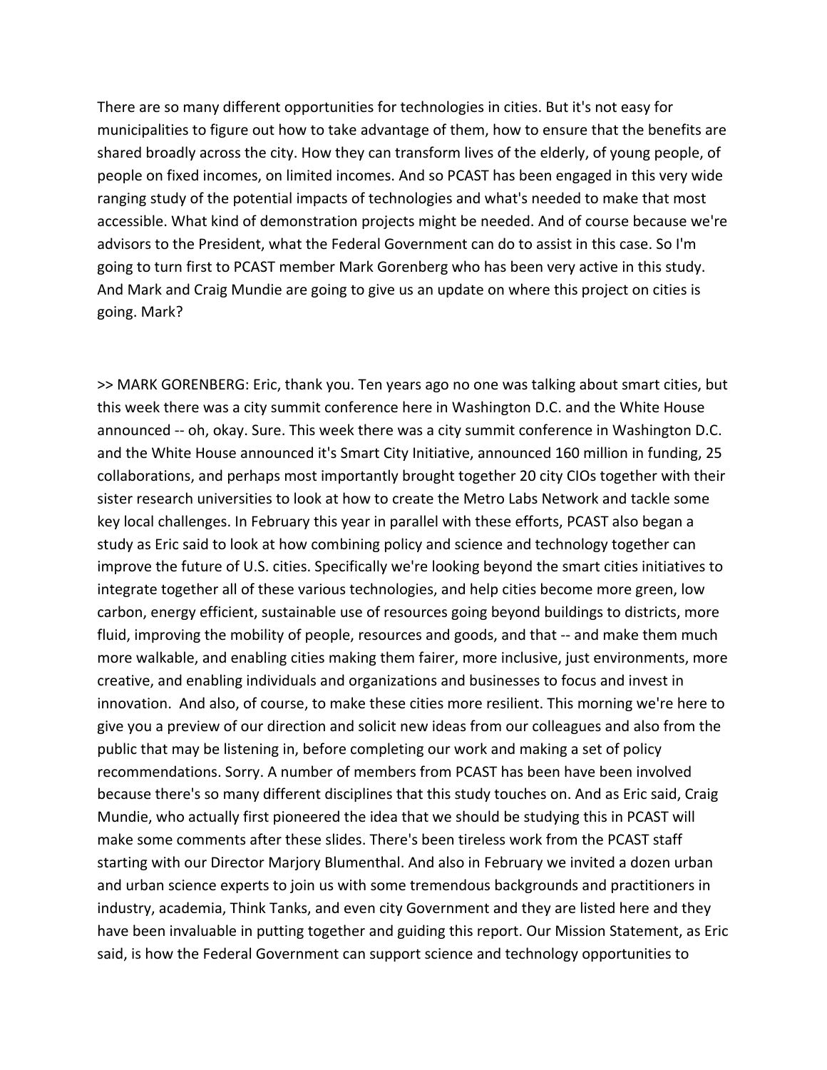There are so many different opportunities for technologies in cities. But it's not easy for municipalities to figure out how to take advantage of them, how to ensure that the benefits are shared broadly across the city. How they can transform lives of the elderly, of young people, of people on fixed incomes, on limited incomes. And so PCAST has been engaged in this very wide ranging study of the potential impacts of technologies and what's needed to make that most accessible. What kind of demonstration projects might be needed. And of course because we're advisors to the President, what the Federal Government can do to assist in this case. So I'm going to turn first to PCAST member Mark Gorenberg who has been very active in this study. And Mark and Craig Mundie are going to give us an update on where this project on cities is going. Mark?

>> MARK GORENBERG: Eric, thank you. Ten years ago no one was talking about smart cities, but this week there was a city summit conference here in Washington D.C. and the White House announced -- oh, okay. Sure. This week there was a city summit conference in Washington D.C. and the White House announced it's Smart City Initiative, announced 160 million in funding, 25 collaborations, and perhaps most importantly brought together 20 city CIOs together with their sister research universities to look at how to create the Metro Labs Network and tackle some key local challenges. In February this year in parallel with these efforts, PCAST also began a study as Eric said to look at how combining policy and science and technology together can improve the future of U.S. cities. Specifically we're looking beyond the smart cities initiatives to integrate together all of these various technologies, and help cities become more green, low carbon, energy efficient, sustainable use of resources going beyond buildings to districts, more fluid, improving the mobility of people, resources and goods, and that -- and make them much more walkable, and enabling cities making them fairer, more inclusive, just environments, more creative, and enabling individuals and organizations and businesses to focus and invest in innovation. And also, of course, to make these cities more resilient. This morning we're here to give you a preview of our direction and solicit new ideas from our colleagues and also from the public that may be listening in, before completing our work and making a set of policy recommendations. Sorry. A number of members from PCAST has been have been involved because there's so many different disciplines that this study touches on. And as Eric said, Craig Mundie, who actually first pioneered the idea that we should be studying this in PCAST will make some comments after these slides. There's been tireless work from the PCAST staff starting with our Director Marjory Blumenthal. And also in February we invited a dozen urban and urban science experts to join us with some tremendous backgrounds and practitioners in industry, academia, Think Tanks, and even city Government and they are listed here and they have been invaluable in putting together and guiding this report. Our Mission Statement, as Eric said, is how the Federal Government can support science and technology opportunities to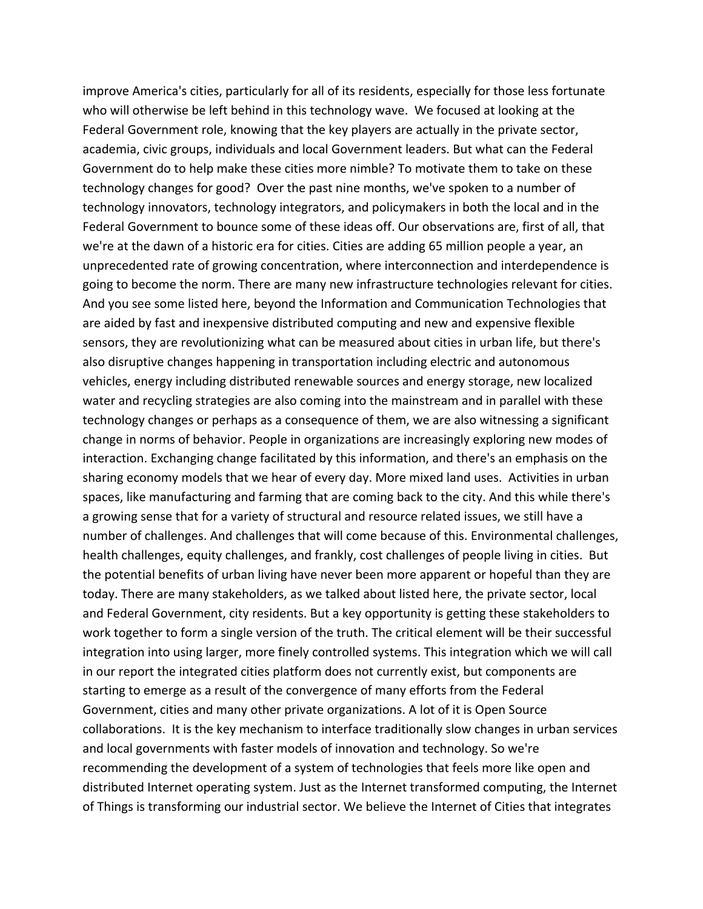improve America's cities, particularly for all of its residents, especially for those less fortunate who will otherwise be left behind in this technology wave. We focused at looking at the Federal Government role, knowing that the key players are actually in the private sector, academia, civic groups, individuals and local Government leaders. But what can the Federal Government do to help make these cities more nimble? To motivate them to take on these technology changes for good? Over the past nine months, we've spoken to a number of technology innovators, technology integrators, and policymakers in both the local and in the Federal Government to bounce some of these ideas off. Our observations are, first of all, that we're at the dawn of a historic era for cities. Cities are adding 65 million people a year, an unprecedented rate of growing concentration, where interconnection and interdependence is going to become the norm. There are many new infrastructure technologies relevant for cities. And you see some listed here, beyond the Information and Communication Technologies that are aided by fast and inexpensive distributed computing and new and expensive flexible sensors, they are revolutionizing what can be measured about cities in urban life, but there's also disruptive changes happening in transportation including electric and autonomous vehicles, energy including distributed renewable sources and energy storage, new localized water and recycling strategies are also coming into the mainstream and in parallel with these technology changes or perhaps as a consequence of them, we are also witnessing a significant change in norms of behavior. People in organizations are increasingly exploring new modes of interaction. Exchanging change facilitated by this information, and there's an emphasis on the sharing economy models that we hear of every day. More mixed land uses. Activities in urban spaces, like manufacturing and farming that are coming back to the city. And this while there's a growing sense that for a variety of structural and resource related issues, we still have a number of challenges. And challenges that will come because of this. Environmental challenges, health challenges, equity challenges, and frankly, cost challenges of people living in cities. But the potential benefits of urban living have never been more apparent or hopeful than they are today. There are many stakeholders, as we talked about listed here, the private sector, local and Federal Government, city residents. But a key opportunity is getting these stakeholders to work together to form a single version of the truth. The critical element will be their successful integration into using larger, more finely controlled systems. This integration which we will call in our report the integrated cities platform does not currently exist, but components are starting to emerge as a result of the convergence of many efforts from the Federal Government, cities and many other private organizations. A lot of it is Open Source collaborations. It is the key mechanism to interface traditionally slow changes in urban services and local governments with faster models of innovation and technology. So we're recommending the development of a system of technologies that feels more like open and distributed Internet operating system. Just as the Internet transformed computing, the Internet of Things is transforming our industrial sector. We believe the Internet of Cities that integrates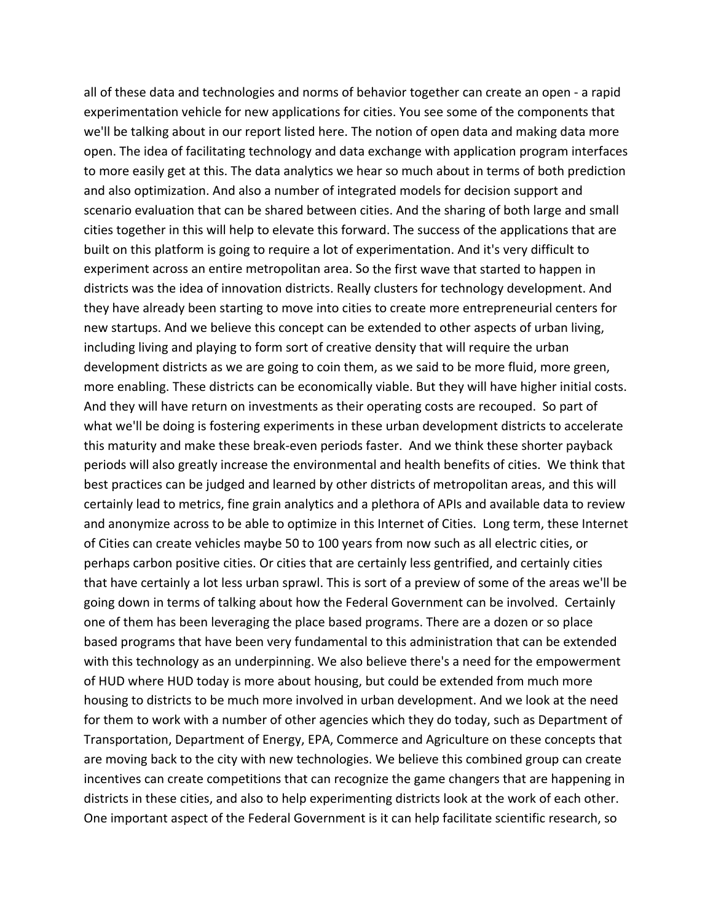all of these data and technologies and norms of behavior together can create an open - a rapid experimentation vehicle for new applications for cities. You see some of the components that we'll be talking about in our report listed here. The notion of open data and making data more open. The idea of facilitating technology and data exchange with application program interfaces to more easily get at this. The data analytics we hear so much about in terms of both prediction and also optimization. And also a number of integrated models for decision support and scenario evaluation that can be shared between cities. And the sharing of both large and small cities together in this will help to elevate this forward. The success of the applications that are built on this platform is going to require a lot of experimentation. And it's very difficult to experiment across an entire metropolitan area. So the first wave that started to happen in districts was the idea of innovation districts. Really clusters for technology development. And they have already been starting to move into cities to create more entrepreneurial centers for new startups. And we believe this concept can be extended to other aspects of urban living, including living and playing to form sort of creative density that will require the urban development districts as we are going to coin them, as we said to be more fluid, more green, more enabling. These districts can be economically viable. But they will have higher initial costs. And they will have return on investments as their operating costs are recouped. So part of what we'll be doing is fostering experiments in these urban development districts to accelerate this maturity and make these break-even periods faster. And we think these shorter payback periods will also greatly increase the environmental and health benefits of cities. We think that best practices can be judged and learned by other districts of metropolitan areas, and this will certainly lead to metrics, fine grain analytics and a plethora of APIs and available data to review and anonymize across to be able to optimize in this Internet of Cities. Long term, these Internet of Cities can create vehicles maybe 50 to 100 years from now such as all electric cities, or perhaps carbon positive cities. Or cities that are certainly less gentrified, and certainly cities that have certainly a lot less urban sprawl. This is sort of a preview of some of the areas we'll be going down in terms of talking about how the Federal Government can be involved. Certainly one of them has been leveraging the place based programs. There are a dozen or so place based programs that have been very fundamental to this administration that can be extended with this technology as an underpinning. We also believe there's a need for the empowerment of HUD where HUD today is more about housing, but could be extended from much more housing to districts to be much more involved in urban development. And we look at the need for them to work with a number of other agencies which they do today, such as Department of Transportation, Department of Energy, EPA, Commerce and Agriculture on these concepts that are moving back to the city with new technologies. We believe this combined group can create incentives can create competitions that can recognize the game changers that are happening in districts in these cities, and also to help experimenting districts look at the work of each other. One important aspect of the Federal Government is it can help facilitate scientific research, so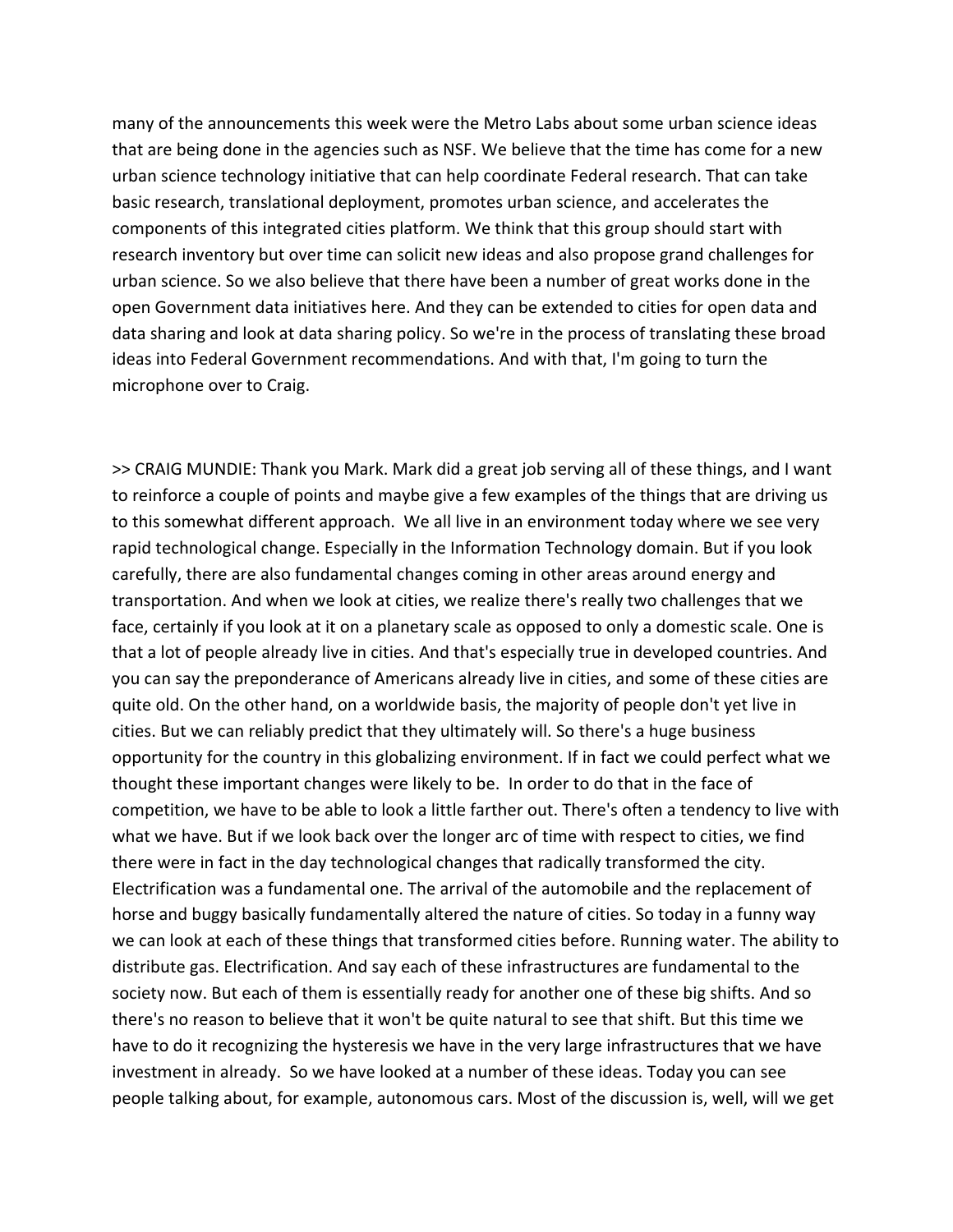many of the announcements this week were the Metro Labs about some urban science ideas that are being done in the agencies such as NSF. We believe that the time has come for a new urban science technology initiative that can help coordinate Federal research. That can take basic research, translational deployment, promotes urban science, and accelerates the components of this integrated cities platform. We think that this group should start with research inventory but over time can solicit new ideas and also propose grand challenges for urban science. So we also believe that there have been a number of great works done in the open Government data initiatives here. And they can be extended to cities for open data and data sharing and look at data sharing policy. So we're in the process of translating these broad ideas into Federal Government recommendations. And with that, I'm going to turn the microphone over to Craig.

>> CRAIG MUNDIE: Thank you Mark. Mark did a great job serving all of these things, and I want to reinforce a couple of points and maybe give a few examples of the things that are driving us to this somewhat different approach. We all live in an environment today where we see very rapid technological change. Especially in the Information Technology domain. But if you look carefully, there are also fundamental changes coming in other areas around energy and transportation. And when we look at cities, we realize there's really two challenges that we face, certainly if you look at it on a planetary scale as opposed to only a domestic scale. One is that a lot of people already live in cities. And that's especially true in developed countries. And you can say the preponderance of Americans already live in cities, and some of these cities are quite old. On the other hand, on a worldwide basis, the majority of people don't yet live in cities. But we can reliably predict that they ultimately will. So there's a huge business opportunity for the country in this globalizing environment. If in fact we could perfect what we thought these important changes were likely to be. In order to do that in the face of competition, we have to be able to look a little farther out. There's often a tendency to live with what we have. But if we look back over the longer arc of time with respect to cities, we find there were in fact in the day technological changes that radically transformed the city. Electrification was a fundamental one. The arrival of the automobile and the replacement of horse and buggy basically fundamentally altered the nature of cities. So today in a funny way we can look at each of these things that transformed cities before. Running water. The ability to distribute gas. Electrification. And say each of these infrastructures are fundamental to the society now. But each of them is essentially ready for another one of these big shifts. And so there's no reason to believe that it won't be quite natural to see that shift. But this time we have to do it recognizing the hysteresis we have in the very large infrastructures that we have investment in already. So we have looked at a number of these ideas. Today you can see people talking about, for example, autonomous cars. Most of the discussion is, well, will we get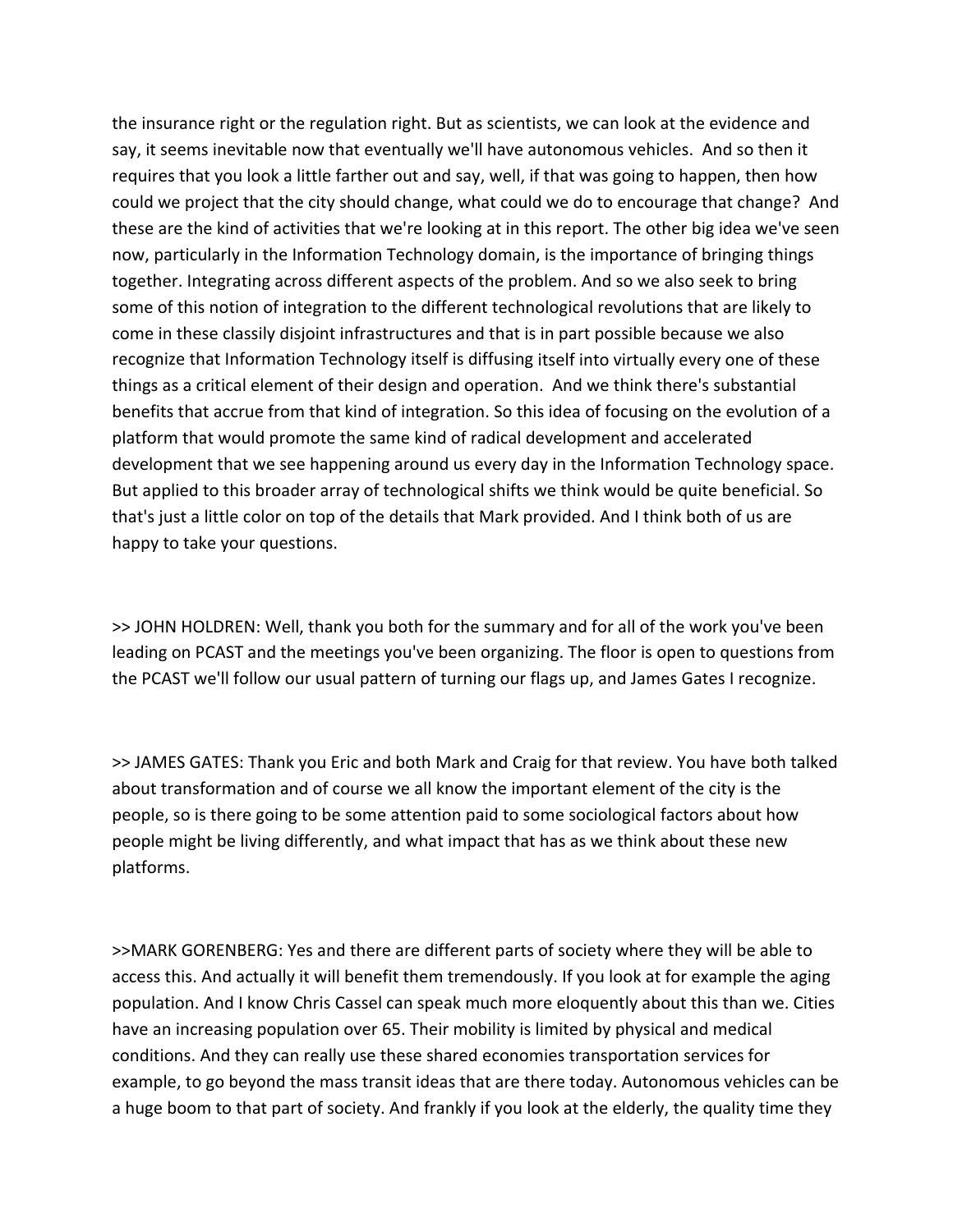the insurance right or the regulation right. But as scientists, we can look at the evidence and say, it seems inevitable now that eventually we'll have autonomous vehicles. And so then it requires that you look a little farther out and say, well, if that was going to happen, then how could we project that the city should change, what could we do to encourage that change? And these are the kind of activities that we're looking at in this report. The other big idea we've seen now, particularly in the Information Technology domain, is the importance of bringing things together. Integrating across different aspects of the problem. And so we also seek to bring some of this notion of integration to the different technological revolutions that are likely to come in these classily disjoint infrastructures and that is in part possible because we also recognize that Information Technology itself is diffusing itself into virtually every one of these things as a critical element of their design and operation. And we think there's substantial benefits that accrue from that kind of integration. So this idea of focusing on the evolution of a platform that would promote the same kind of radical development and accelerated development that we see happening around us every day in the Information Technology space. But applied to this broader array of technological shifts we think would be quite beneficial. So that's just a little color on top of the details that Mark provided. And I think both of us are happy to take your questions.

>> JOHN HOLDREN: Well, thank you both for the summary and for all of the work you've been leading on PCAST and the meetings you've been organizing. The floor is open to questions from the PCAST we'll follow our usual pattern of turning our flags up, and James Gates I recognize.

>> JAMES GATES: Thank you Eric and both Mark and Craig for that review. You have both talked about transformation and of course we all know the important element of the city is the people, so is there going to be some attention paid to some sociological factors about how people might be living differently, and what impact that has as we think about these new platforms.

>>MARK GORENBERG: Yes and there are different parts of society where they will be able to access this. And actually it will benefit them tremendously. If you look at for example the aging population. And I know Chris Cassel can speak much more eloquently about this than we. Cities have an increasing population over 65. Their mobility is limited by physical and medical conditions. And they can really use these shared economies transportation services for example, to go beyond the mass transit ideas that are there today. Autonomous vehicles can be a huge boom to that part of society. And frankly if you look at the elderly, the quality time they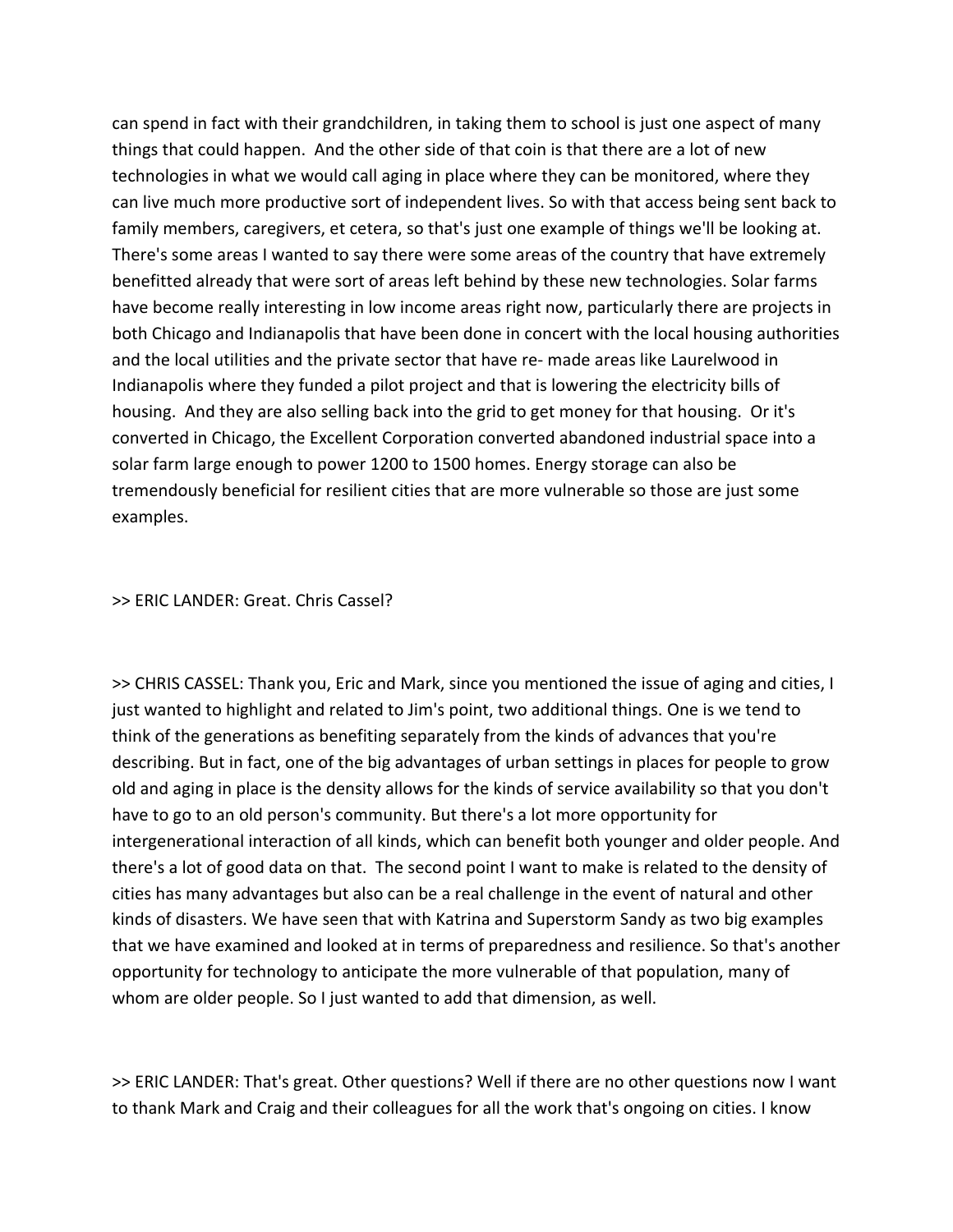can spend in fact with their grandchildren, in taking them to school is just one aspect of many things that could happen. And the other side of that coin is that there are a lot of new technologies in what we would call aging in place where they can be monitored, where they can live much more productive sort of independent lives. So with that access being sent back to family members, caregivers, et cetera, so that's just one example of things we'll be looking at. There's some areas I wanted to say there were some areas of the country that have extremely benefitted already that were sort of areas left behind by these new technologies. Solar farms have become really interesting in low income areas right now, particularly there are projects in both Chicago and Indianapolis that have been done in concert with the local housing authorities and the local utilities and the private sector that have re- made areas like Laurelwood in Indianapolis where they funded a pilot project and that is lowering the electricity bills of housing. And they are also selling back into the grid to get money for that housing. Or it's converted in Chicago, the Excellent Corporation converted abandoned industrial space into a solar farm large enough to power 1200 to 1500 homes. Energy storage can also be tremendously beneficial for resilient cities that are more vulnerable so those are just some examples.

>> ERIC LANDER: Great. Chris Cassel?

>> CHRIS CASSEL: Thank you, Eric and Mark, since you mentioned the issue of aging and cities, I just wanted to highlight and related to Jim's point, two additional things. One is we tend to think of the generations as benefiting separately from the kinds of advances that you're describing. But in fact, one of the big advantages of urban settings in places for people to grow old and aging in place is the density allows for the kinds of service availability so that you don't have to go to an old person's community. But there's a lot more opportunity for intergenerational interaction of all kinds, which can benefit both younger and older people. And there's a lot of good data on that. The second point I want to make is related to the density of cities has many advantages but also can be a real challenge in the event of natural and other kinds of disasters. We have seen that with Katrina and Superstorm Sandy as two big examples that we have examined and looked at in terms of preparedness and resilience. So that's another opportunity for technology to anticipate the more vulnerable of that population, many of whom are older people. So I just wanted to add that dimension, as well.

>> ERIC LANDER: That's great. Other questions? Well if there are no other questions now I want to thank Mark and Craig and their colleagues for all the work that's ongoing on cities. I know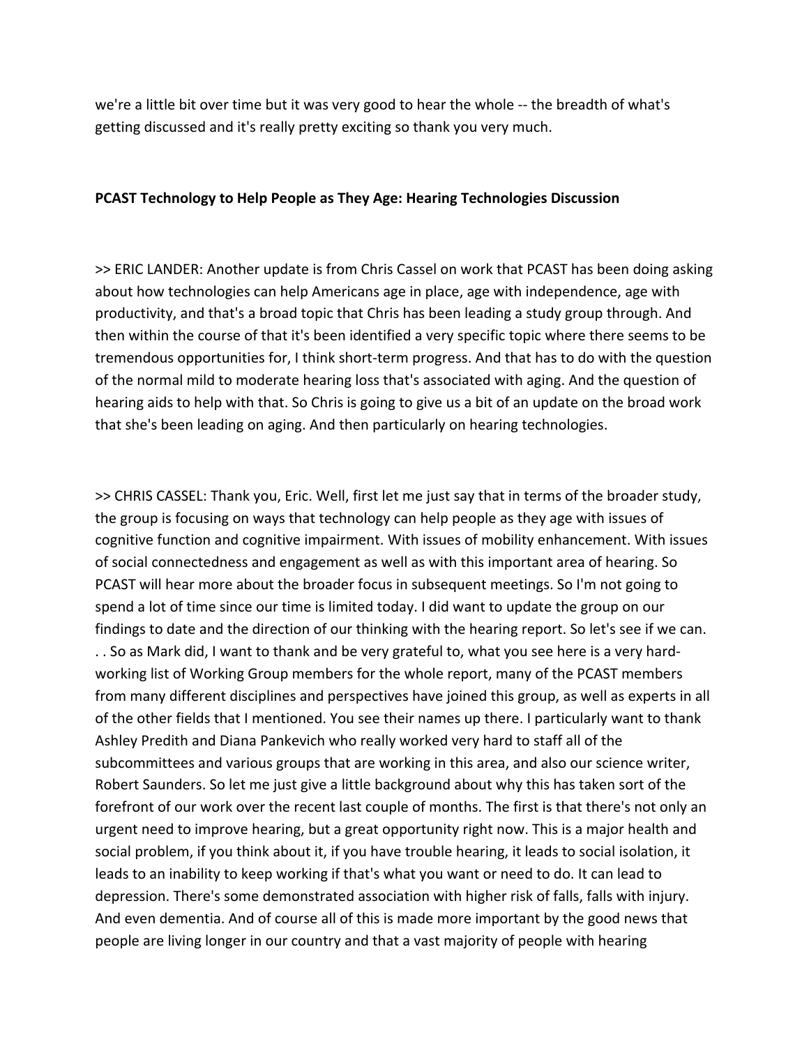we're a little bit over time but it was very good to hear the whole -- the breadth of what's getting discussed and it's really pretty exciting so thank you very much.

**PCAST Technology to Help People as They Age: Hearing Technologies Discussion**

>> ERIC LANDER: Another update is from Chris Cassel on work that PCAST has been doing asking about how technologies can help Americans age in place, age with independence, age with productivity, and that's a broad topic that Chris has been leading a study group through. And then within the course of that it's been identified a very specific topic where there seems to be tremendous opportunities for, I think short-term progress. And that has to do with the question of the normal mild to moderate hearing loss that's associated with aging. And the question of hearing aids to help with that. So Chris is going to give us a bit of an update on the broad work that she's been leading on aging. And then particularly on hearing technologies.

>> CHRIS CASSEL: Thank you, Eric. Well, first let me just say that in terms of the broader study, the group is focusing on ways that technology can help people as they age with issues of cognitive function and cognitive impairment. With issues of mobility enhancement. With issues of social connectedness and engagement as well as with this important area of hearing. So PCAST will hear more about the broader focus in subsequent meetings. So I'm not going to spend a lot of time since our time is limited today. I did want to update the group on our findings to date and the direction of our thinking with the hearing report. So let's see if we can. . . So as Mark did, I want to thank and be very grateful to, what you see here is a very hard-working list of Working Group members for the whole report, many of the PCAST members from many different disciplines and perspectives have joined this group, as well as experts in all of the other fields that I mentioned. You see their names up there. I particularly want to thank Ashley Predith and Diana Pankevich who really worked very hard to staff all of the subcommittees and various groups that are working in this area, and also our science writer, Robert Saunders. So let me just give a little background about why this has taken sort of the forefront of our work over the recent last couple of months. The first is that there's not only an urgent need to improve hearing, but a great opportunity right now. This is a major health and social problem, if you think about it, if you have trouble hearing, it leads to social isolation, it leads to an inability to keep working if that's what you want or need to do. It can lead to depression. There's some demonstrated association with higher risk of falls, falls with injury. And even dementia. And of course all of this is made more important by the good news that people are living longer in our country and that a vast majority of people with hearing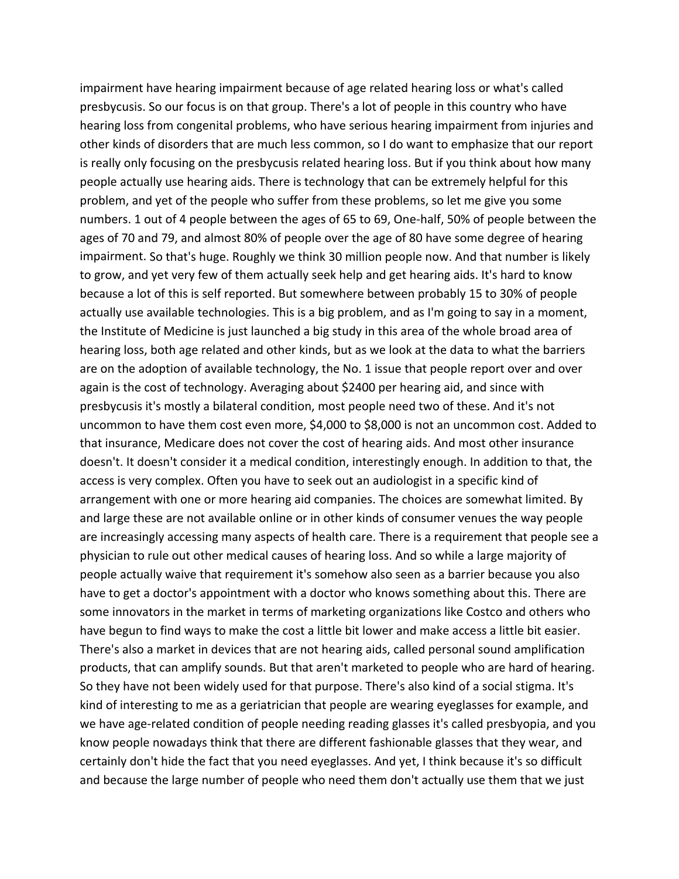impairment have hearing impairment because of age related hearing loss or what's called presbycusis. So our focus is on that group. There's a lot of people in this country who have hearing loss from congenital problems, who have serious hearing impairment from injuries and other kinds of disorders that are much less common, so I do want to emphasize that our report is really only focusing on the presbycusis related hearing loss. But if you think about how many people actually use hearing aids. There is technology that can be extremely helpful for this problem, and yet of the people who suffer from these problems, so let me give you some numbers. 1 out of 4 people between the ages of 65 to 69, One-half, 50% of people between the ages of 70 and 79, and almost 80% of people over the age of 80 have some degree of hearing impairment. So that's huge. Roughly we think 30 million people now. And that number is likely to grow, and yet very few of them actually seek help and get hearing aids. It's hard to know because a lot of this is self reported. But somewhere between probably 15 to 30% of people actually use available technologies. This is a big problem, and as I'm going to say in a moment, the Institute of Medicine is just launched a big study in this area of the whole broad area of hearing loss, both age related and other kinds, but as we look at the data to what the barriers are on the adoption of available technology, the No. 1 issue that people report over and over again is the cost of technology. Averaging about $2400 per hearing aid, and since with presbycusis it's mostly a bilateral condition, most people need two of these. And it's not uncommon to have them cost even more, $4,000 to $8,000 is not an uncommon cost. Added to that insurance, Medicare does not cover the cost of hearing aids. And most other insurance doesn't. It doesn't consider it a medical condition, interestingly enough. In addition to that, the access is very complex. Often you have to seek out an audiologist in a specific kind of arrangement with one or more hearing aid companies. The choices are somewhat limited. By and large these are not available online or in other kinds of consumer venues the way people are increasingly accessing many aspects of health care. There is a requirement that people see a physician to rule out other medical causes of hearing loss. And so while a large majority of people actually waive that requirement it's somehow also seen as a barrier because you also have to get a doctor's appointment with a doctor who knows something about this. There are some innovators in the market in terms of marketing organizations like Costco and others who have begun to find ways to make the cost a little bit lower and make access a little bit easier. There's also a market in devices that are not hearing aids, called personal sound amplification products, that can amplify sounds. But that aren't marketed to people who are hard of hearing. So they have not been widely used for that purpose. There's also kind of a social stigma. It's kind of interesting to me as a geriatrician that people are wearing eyeglasses for example, and we have age-related condition of people needing reading glasses it's called presbyopia, and you know people nowadays think that there are different fashionable glasses that they wear, and certainly don't hide the fact that you need eyeglasses. And yet, I think because it's so difficult and because the large number of people who need them don't actually use them that we just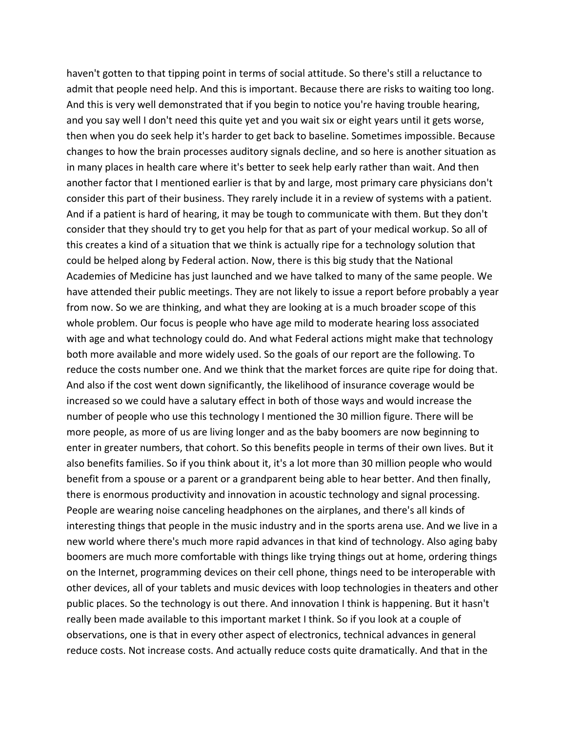haven't gotten to that tipping point in terms of social attitude. So there's still a reluctance to admit that people need help. And this is important. Because there are risks to waiting too long. And this is very well demonstrated that if you begin to notice you're having trouble hearing, and you say well I don't need this quite yet and you wait six or eight years until it gets worse, then when you do seek help it's harder to get back to baseline. Sometimes impossible. Because changes to how the brain processes auditory signals decline, and so here is another situation as in many places in health care where it's better to seek help early rather than wait. And then another factor that I mentioned earlier is that by and large, most primary care physicians don't consider this part of their business. They rarely include it in a review of systems with a patient. And if a patient is hard of hearing, it may be tough to communicate with them. But they don't consider that they should try to get you help for that as part of your medical workup. So all of this creates a kind of a situation that we think is actually ripe for a technology solution that could be helped along by Federal action. Now, there is this big study that the National Academies of Medicine has just launched and we have talked to many of the same people. We have attended their public meetings. They are not likely to issue a report before probably a year from now. So we are thinking, and what they are looking at is a much broader scope of this whole problem. Our focus is people who have age mild to moderate hearing loss associated with age and what technology could do. And what Federal actions might make that technology both more available and more widely used. So the goals of our report are the following. To reduce the costs number one. And we think that the market forces are quite ripe for doing that. And also if the cost went down significantly, the likelihood of insurance coverage would be increased so we could have a salutary effect in both of those ways and would increase the number of people who use this technology I mentioned the 30 million figure. There will be more people, as more of us are living longer and as the baby boomers are now beginning to enter in greater numbers, that cohort. So this benefits people in terms of their own lives. But it also benefits families. So if you think about it, it's a lot more than 30 million people who would benefit from a spouse or a parent or a grandparent being able to hear better. And then finally, there is enormous productivity and innovation in acoustic technology and signal processing. People are wearing noise canceling headphones on the airplanes, and there's all kinds of interesting things that people in the music industry and in the sports arena use. And we live in a new world where there's much more rapid advances in that kind of technology. Also aging baby boomers are much more comfortable with things like trying things out at home, ordering things on the Internet, programming devices on their cell phone, things need to be interoperable with other devices, all of your tablets and music devices with loop technologies in theaters and other public places. So the technology is out there. And innovation I think is happening. But it hasn't really been made available to this important market I think. So if you look at a couple of observations, one is that in every other aspect of electronics, technical advances in general reduce costs. Not increase costs. And actually reduce costs quite dramatically. And that in the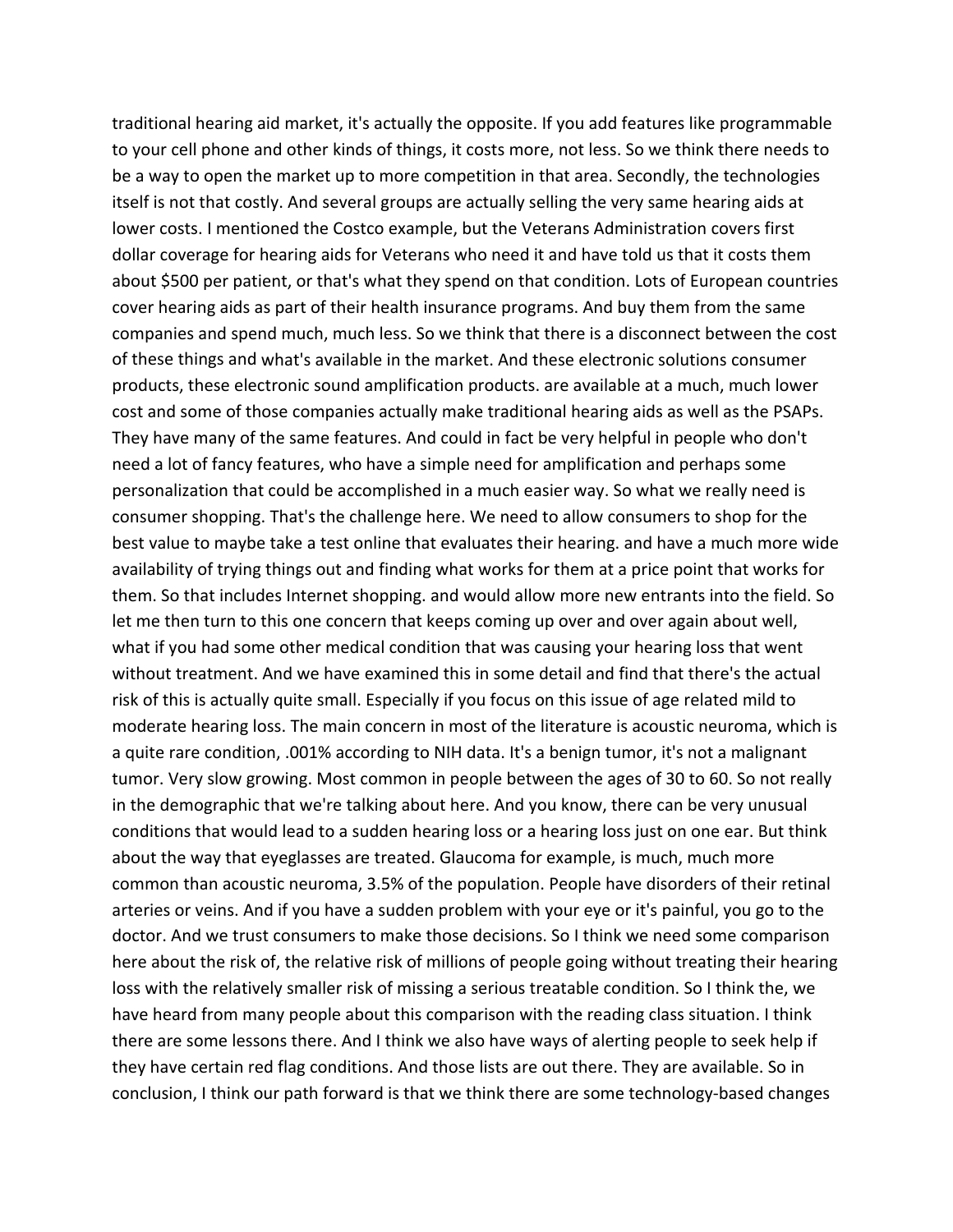traditional hearing aid market, it's actually the opposite. If you add features like programmable to your cell phone and other kinds of things, it costs more, not less. So we think there needs to be a way to open the market up to more competition in that area. Secondly, the technologies itself is not that costly. And several groups are actually selling the very same hearing aids at lower costs. I mentioned the Costco example, but the Veterans Administration covers first dollar coverage for hearing aids for Veterans who need it and have told us that it costs them about $500 per patient, or that's what they spend on that condition. Lots of European countries cover hearing aids as part of their health insurance programs. And buy them from the same companies and spend much, much less. So we think that there is a disconnect between the cost of these things and what's available in the market. And these electronic solutions consumer products, these electronic sound amplification products. are available at a much, much lower cost and some of those companies actually make traditional hearing aids as well as the PSAPs. They have many of the same features. And could in fact be very helpful in people who don't need a lot of fancy features, who have a simple need for amplification and perhaps some personalization that could be accomplished in a much easier way. So what we really need is consumer shopping. That's the challenge here. We need to allow consumers to shop for the best value to maybe take a test online that evaluates their hearing. and have a much more wide availability of trying things out and finding what works for them at a price point that works for them. So that includes Internet shopping. and would allow more new entrants into the field. So let me then turn to this one concern that keeps coming up over and over again about well, what if you had some other medical condition that was causing your hearing loss that went without treatment. And we have examined this in some detail and find that there's the actual risk of this is actually quite small. Especially if you focus on this issue of age related mild to moderate hearing loss. The main concern in most of the literature is acoustic neuroma, which is a quite rare condition, .001% according to NIH data. It's a benign tumor, it's not a malignant tumor. Very slow growing. Most common in people between the ages of 30 to 60. So not really in the demographic that we're talking about here. And you know, there can be very unusual conditions that would lead to a sudden hearing loss or a hearing loss just on one ear. But think about the way that eyeglasses are treated. Glaucoma for example, is much, much more common than acoustic neuroma, 3.5% of the population. People have disorders of their retinal arteries or veins. And if you have a sudden problem with your eye or it's painful, you go to the doctor. And we trust consumers to make those decisions. So I think we need some comparison here about the risk of, the relative risk of millions of people going without treating their hearing loss with the relatively smaller risk of missing a serious treatable condition. So I think the, we have heard from many people about this comparison with the reading class situation. I think there are some lessons there. And I think we also have ways of alerting people to seek help if they have certain red flag conditions. And those lists are out there. They are available. So in conclusion, I think our path forward is that we think there are some technology-based changes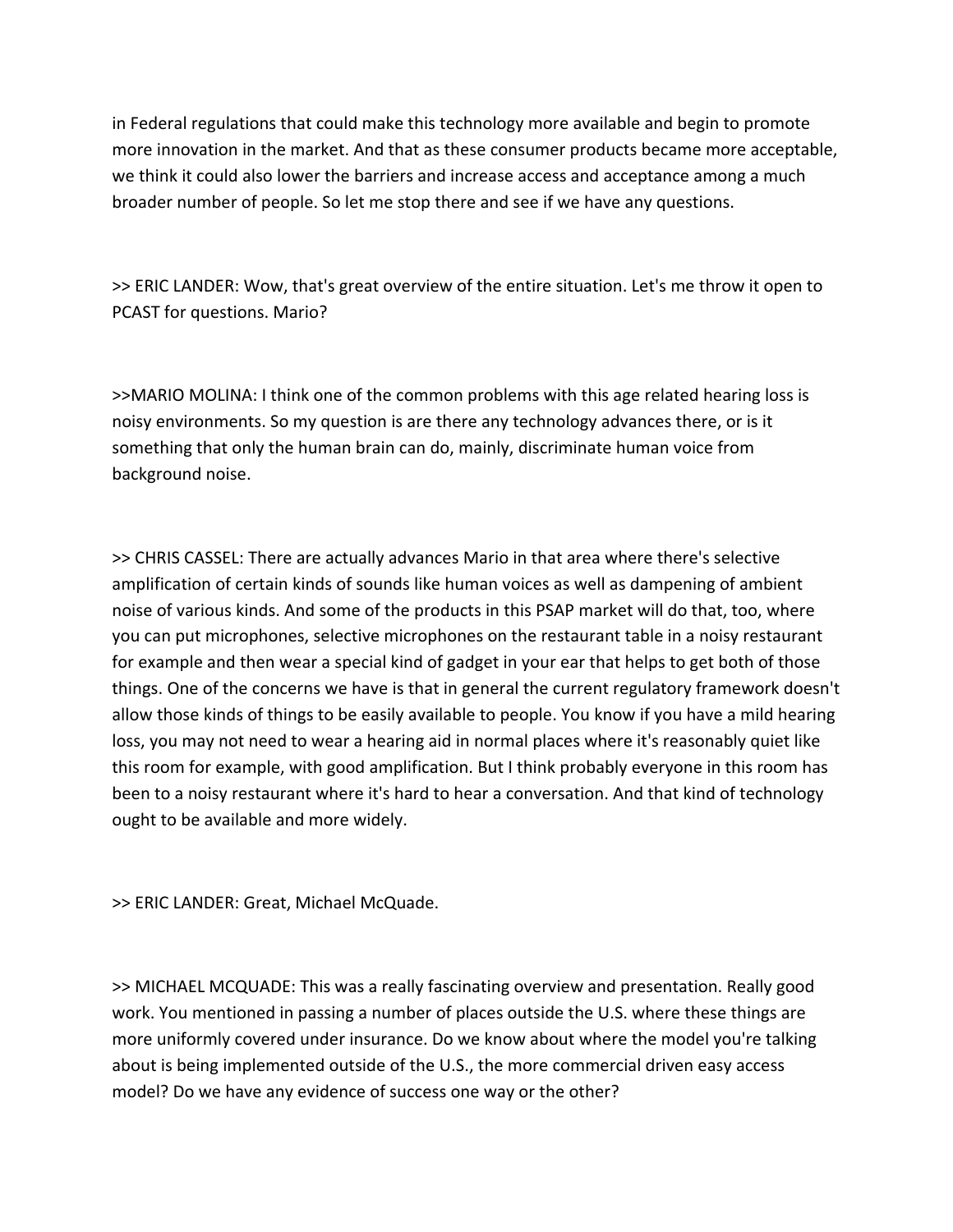in Federal regulations that could make this technology more available and begin to promote more innovation in the market. And that as these consumer products became more acceptable, we think it could also lower the barriers and increase access and acceptance among a much broader number of people. So let me stop there and see if we have any questions.

>> ERIC LANDER: Wow, that's great overview of the entire situation. Let's me throw it open to PCAST for questions. Mario?

>>MARIO MOLINA: I think one of the common problems with this age related hearing loss is noisy environments. So my question is are there any technology advances there, or is it something that only the human brain can do, mainly, discriminate human voice from background noise.

>> CHRIS CASSEL: There are actually advances Mario in that area where there's selective amplification of certain kinds of sounds like human voices as well as dampening of ambient noise of various kinds. And some of the products in this PSAP market will do that, too, where you can put microphones, selective microphones on the restaurant table in a noisy restaurant for example and then wear a special kind of gadget in your ear that helps to get both of those things. One of the concerns we have is that in general the current regulatory framework doesn't allow those kinds of things to be easily available to people. You know if you have a mild hearing loss, you may not need to wear a hearing aid in normal places where it's reasonably quiet like this room for example, with good amplification. But I think probably everyone in this room has been to a noisy restaurant where it's hard to hear a conversation. And that kind of technology ought to be available and more widely.

>> ERIC LANDER: Great, Michael McQuade.

>> MICHAEL MCQUADE: This was a really fascinating overview and presentation. Really good work. You mentioned in passing a number of places outside the U.S. where these things are more uniformly covered under insurance. Do we know about where the model you're talking about is being implemented outside of the U.S., the more commercial driven easy access model? Do we have any evidence of success one way or the other?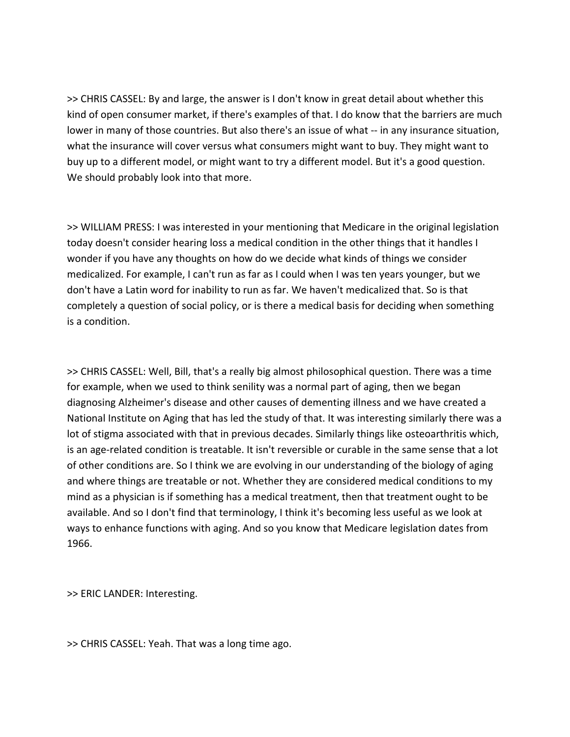>> CHRIS CASSEL: By and large, the answer is I don't know in great detail about whether this kind of open consumer market, if there's examples of that. I do know that the barriers are much lower in many of those countries. But also there's an issue of what -- in any insurance situation, what the insurance will cover versus what consumers might want to buy. They might want to buy up to a different model, or might want to try a different model. But it's a good question. We should probably look into that more.

>> WILLIAM PRESS: I was interested in your mentioning that Medicare in the original legislation today doesn't consider hearing loss a medical condition in the other things that it handles I wonder if you have any thoughts on how do we decide what kinds of things we consider medicalized. For example, I can't run as far as I could when I was ten years younger, but we don't have a Latin word for inability to run as far. We haven't medicalized that. So is that completely a question of social policy, or is there a medical basis for deciding when something is a condition.

>> CHRIS CASSEL: Well, Bill, that's a really big almost philosophical question. There was a time for example, when we used to think senility was a normal part of aging, then we began diagnosing Alzheimer's disease and other causes of dementing illness and we have created a National Institute on Aging that has led the study of that. It was interesting similarly there was a lot of stigma associated with that in previous decades. Similarly things like osteoarthritis which, is an age-related condition is treatable. It isn't reversible or curable in the same sense that a lot of other conditions are. So I think we are evolving in our understanding of the biology of aging and where things are treatable or not. Whether they are considered medical conditions to my mind as a physician is if something has a medical treatment, then that treatment ought to be available. And so I don't find that terminology, I think it's becoming less useful as we look at ways to enhance functions with aging. And so you know that Medicare legislation dates from 1966.

>> ERIC LANDER: Interesting.

>> CHRIS CASSEL: Yeah. That was a long time ago.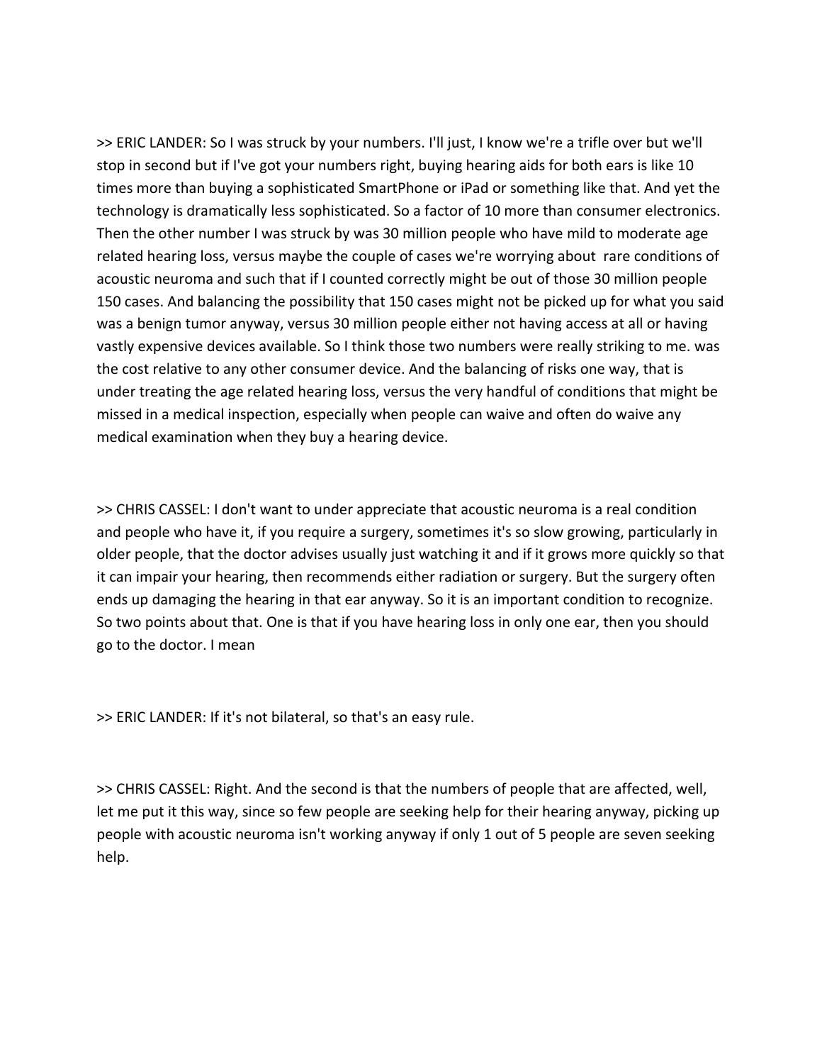>> ERIC LANDER: So I was struck by your numbers. I'll just, I know we're a trifle over but we'll stop in second but if I've got your numbers right, buying hearing aids for both ears is like 10 times more than buying a sophisticated SmartPhone or iPad or something like that. And yet the technology is dramatically less sophisticated. So a factor of 10 more than consumer electronics. Then the other number I was struck by was 30 million people who have mild to moderate age related hearing loss, versus maybe the couple of cases we're worrying about rare conditions of acoustic neuroma and such that if I counted correctly might be out of those 30 million people 150 cases. And balancing the possibility that 150 cases might not be picked up for what you said was a benign tumor anyway, versus 30 million people either not having access at all or having vastly expensive devices available. So I think those two numbers were really striking to me. was the cost relative to any other consumer device. And the balancing of risks one way, that is under treating the age related hearing loss, versus the very handful of conditions that might be missed in a medical inspection, especially when people can waive and often do waive any medical examination when they buy a hearing device.

>> CHRIS CASSEL: I don't want to under appreciate that acoustic neuroma is a real condition and people who have it, if you require a surgery, sometimes it's so slow growing, particularly in older people, that the doctor advises usually just watching it and if it grows more quickly so that it can impair your hearing, then recommends either radiation or surgery. But the surgery often ends up damaging the hearing in that ear anyway. So it is an important condition to recognize. So two points about that. One is that if you have hearing loss in only one ear, then you should go to the doctor. I mean

>> ERIC LANDER: If it's not bilateral, so that's an easy rule.

>> CHRIS CASSEL: Right. And the second is that the numbers of people that are affected, well, let me put it this way, since so few people are seeking help for their hearing anyway, picking up people with acoustic neuroma isn't working anyway if only 1 out of 5 people are seven seeking help.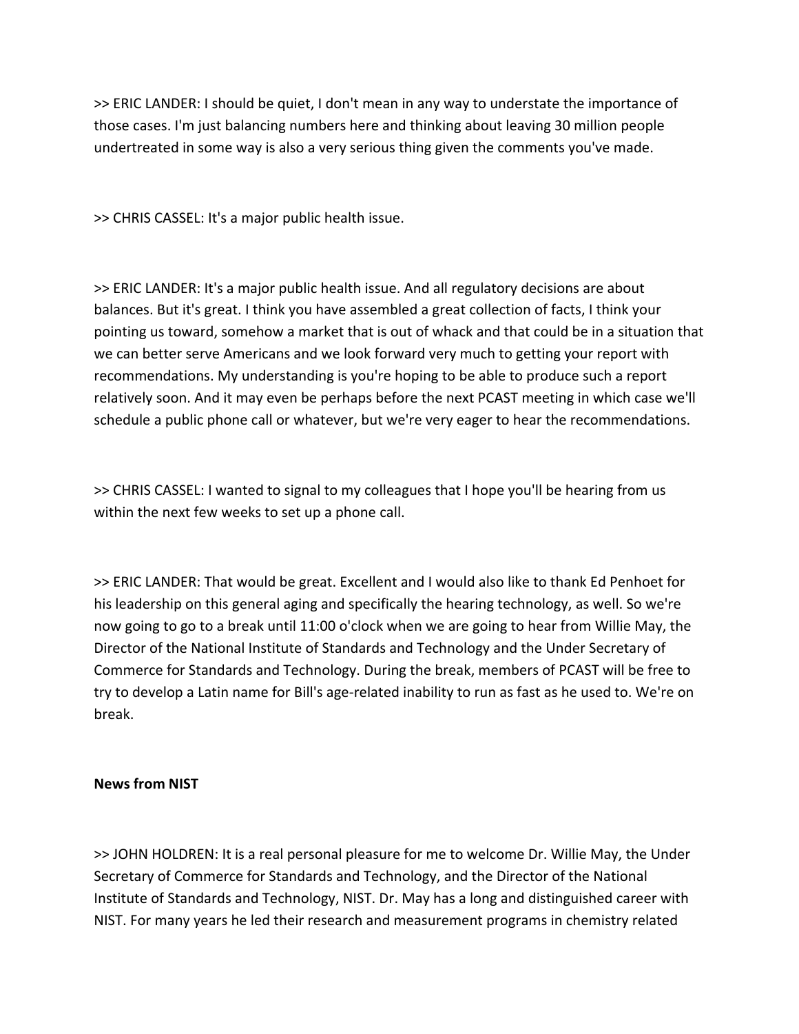>> ERIC LANDER: I should be quiet, I don't mean in any way to understate the importance of those cases. I'm just balancing numbers here and thinking about leaving 30 million people undertreated in some way is also a very serious thing given the comments you've made.

>> CHRIS CASSEL: It's a major public health issue.

>> ERIC LANDER: It's a major public health issue. And all regulatory decisions are about balances. But it's great. I think you have assembled a great collection of facts, I think your pointing us toward, somehow a market that is out of whack and that could be in a situation that we can better serve Americans and we look forward very much to getting your report with recommendations. My understanding is you're hoping to be able to produce such a report relatively soon. And it may even be perhaps before the next PCAST meeting in which case we'll schedule a public phone call or whatever, but we're very eager to hear the recommendations.

>> CHRIS CASSEL: I wanted to signal to my colleagues that I hope you'll be hearing from us within the next few weeks to set up a phone call.

>> ERIC LANDER: That would be great. Excellent and I would also like to thank Ed Penhoet for his leadership on this general aging and specifically the hearing technology, as well. So we're now going to go to a break until 11:00 o'clock when we are going to hear from Willie May, the Director of the National Institute of Standards and Technology and the Under Secretary of Commerce for Standards and Technology. During the break, members of PCAST will be free to try to develop a Latin name for Bill's age-related inability to run as fast as he used to. We're on break.

**News from NIST**

>> JOHN HOLDREN: It is a real personal pleasure for me to welcome Dr. Willie May, the Under Secretary of Commerce for Standards and Technology, and the Director of the National Institute of Standards and Technology, NIST. Dr. May has a long and distinguished career with NIST. For many years he led their research and measurement programs in chemistry related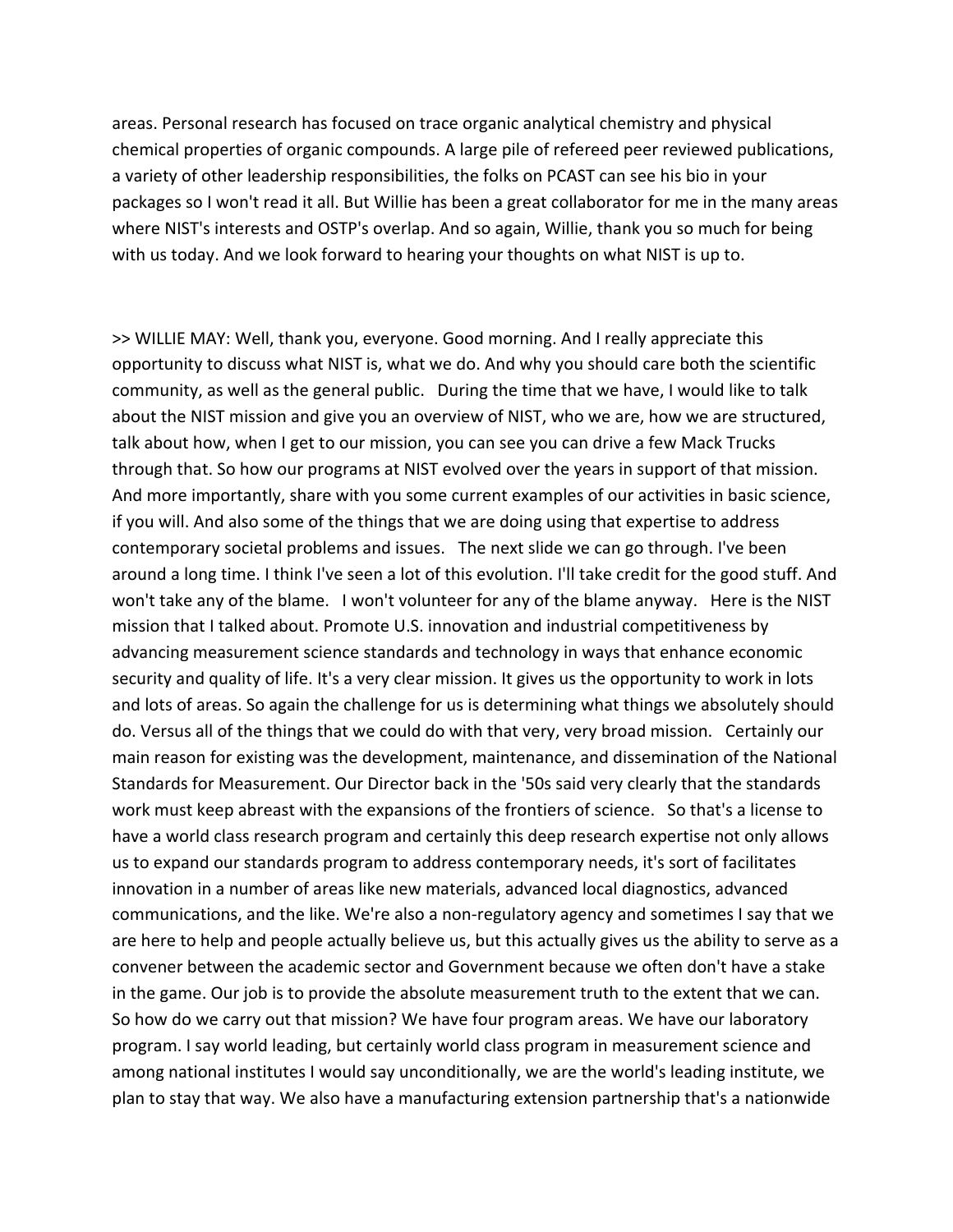areas. Personal research has focused on trace organic analytical chemistry and physical chemical properties of organic compounds. A large pile of refereed peer reviewed publications, a variety of other leadership responsibilities, the folks on PCAST can see his bio in your packages so I won't read it all. But Willie has been a great collaborator for me in the many areas where NIST's interests and OSTP's overlap. And so again, Willie, thank you so much for being with us today. And we look forward to hearing your thoughts on what NIST is up to.

>> WILLIE MAY: Well, thank you, everyone. Good morning. And I really appreciate this opportunity to discuss what NIST is, what we do. And why you should care both the scientific community, as well as the general public. During the time that we have, I would like to talk about the NIST mission and give you an overview of NIST, who we are, how we are structured, talk about how, when I get to our mission, you can see you can drive a few Mack Trucks through that. So how our programs at NIST evolved over the years in support of that mission. And more importantly, share with you some current examples of our activities in basic science, if you will. And also some of the things that we are doing using that expertise to address contemporary societal problems and issues. The next slide we can go through. I've been around a long time. I think I've seen a lot of this evolution. I'll take credit for the good stuff. And won't take any of the blame. I won't volunteer for any of the blame anyway. Here is the NIST mission that I talked about. Promote U.S. innovation and industrial competitiveness by advancing measurement science standards and technology in ways that enhance economic security and quality of life. It's a very clear mission. It gives us the opportunity to work in lots and lots of areas. So again the challenge for us is determining what things we absolutely should do. Versus all of the things that we could do with that very, very broad mission. Certainly our main reason for existing was the development, maintenance, and dissemination of the National Standards for Measurement. Our Director back in the '50s said very clearly that the standards work must keep abreast with the expansions of the frontiers of science. So that's a license to have a world class research program and certainly this deep research expertise not only allows us to expand our standards program to address contemporary needs, it's sort of facilitates innovation in a number of areas like new materials, advanced local diagnostics, advanced communications, and the like. We're also a non-regulatory agency and sometimes I say that we are here to help and people actually believe us, but this actually gives us the ability to serve as a convener between the academic sector and Government because we often don't have a stake in the game. Our job is to provide the absolute measurement truth to the extent that we can. So how do we carry out that mission? We have four program areas. We have our laboratory program. I say world leading, but certainly world class program in measurement science and among national institutes I would say unconditionally, we are the world's leading institute, we plan to stay that way. We also have a manufacturing extension partnership that's a nationwide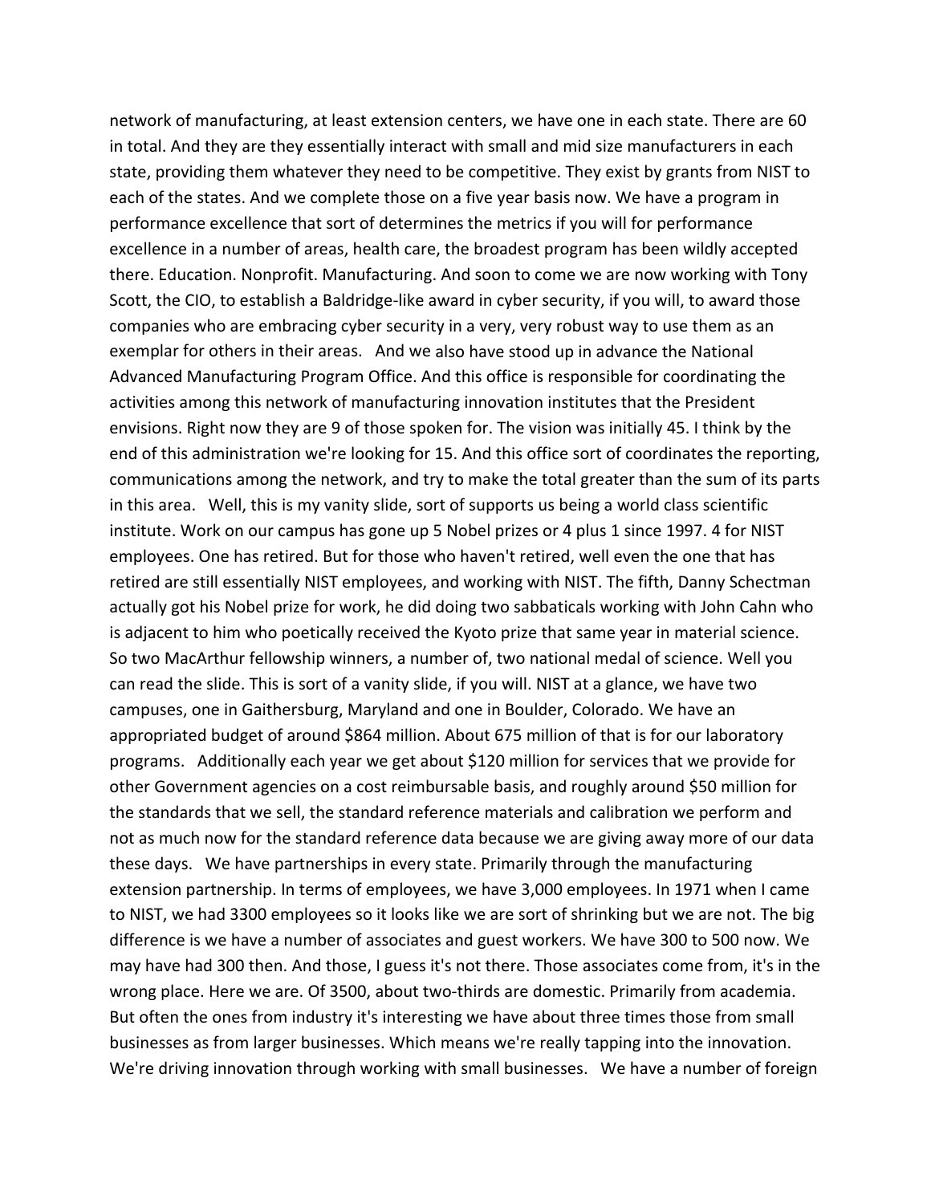network of manufacturing, at least extension centers, we have one in each state. There are 60 in total. And they are they essentially interact with small and mid size manufacturers in each state, providing them whatever they need to be competitive. They exist by grants from NIST to each of the states. And we complete those on a five year basis now. We have a program in performance excellence that sort of determines the metrics if you will for performance excellence in a number of areas, health care, the broadest program has been wildly accepted there. Education. Nonprofit. Manufacturing. And soon to come we are now working with Tony Scott, the CIO, to establish a Baldridge-like award in cyber security, if you will, to award those companies who are embracing cyber security in a very, very robust way to use them as an exemplar for others in their areas.   And we also have stood up in advance the National Advanced Manufacturing Program Office. And this office is responsible for coordinating the activities among this network of manufacturing innovation institutes that the President envisions. Right now they are 9 of those spoken for. The vision was initially 45. I think by the end of this administration we're looking for 15. And this office sort of coordinates the reporting, communications among the network, and try to make the total greater than the sum of its parts in this area.   Well, this is my vanity slide, sort of supports us being a world class scientific institute. Work on our campus has gone up 5 Nobel prizes or 4 plus 1 since 1997. 4 for NIST employees. One has retired. But for those who haven't retired, well even the one that has retired are still essentially NIST employees, and working with NIST. The fifth, Danny Schectman actually got his Nobel prize for work, he did doing two sabbaticals working with John Cahn who is adjacent to him who poetically received the Kyoto prize that same year in material science. So two MacArthur fellowship winners, a number of, two national medal of science. Well you can read the slide. This is sort of a vanity slide, if you will. NIST at a glance, we have two campuses, one in Gaithersburg, Maryland and one in Boulder, Colorado. We have an appropriated budget of around $864 million. About 675 million of that is for our laboratory programs.   Additionally each year we get about $120 million for services that we provide for other Government agencies on a cost reimbursable basis, and roughly around $50 million for the standards that we sell, the standard reference materials and calibration we perform and not as much now for the standard reference data because we are giving away more of our data these days.   We have partnerships in every state. Primarily through the manufacturing extension partnership. In terms of employees, we have 3,000 employees. In 1971 when I came to NIST, we had 3300 employees so it looks like we are sort of shrinking but we are not. The big difference is we have a number of associates and guest workers. We have 300 to 500 now. We may have had 300 then. And those, I guess it's not there. Those associates come from, it's in the wrong place. Here we are. Of 3500, about two-thirds are domestic. Primarily from academia. But often the ones from industry it's interesting we have about three times those from small businesses as from larger businesses. Which means we're really tapping into the innovation. We're driving innovation through working with small businesses.   We have a number of foreign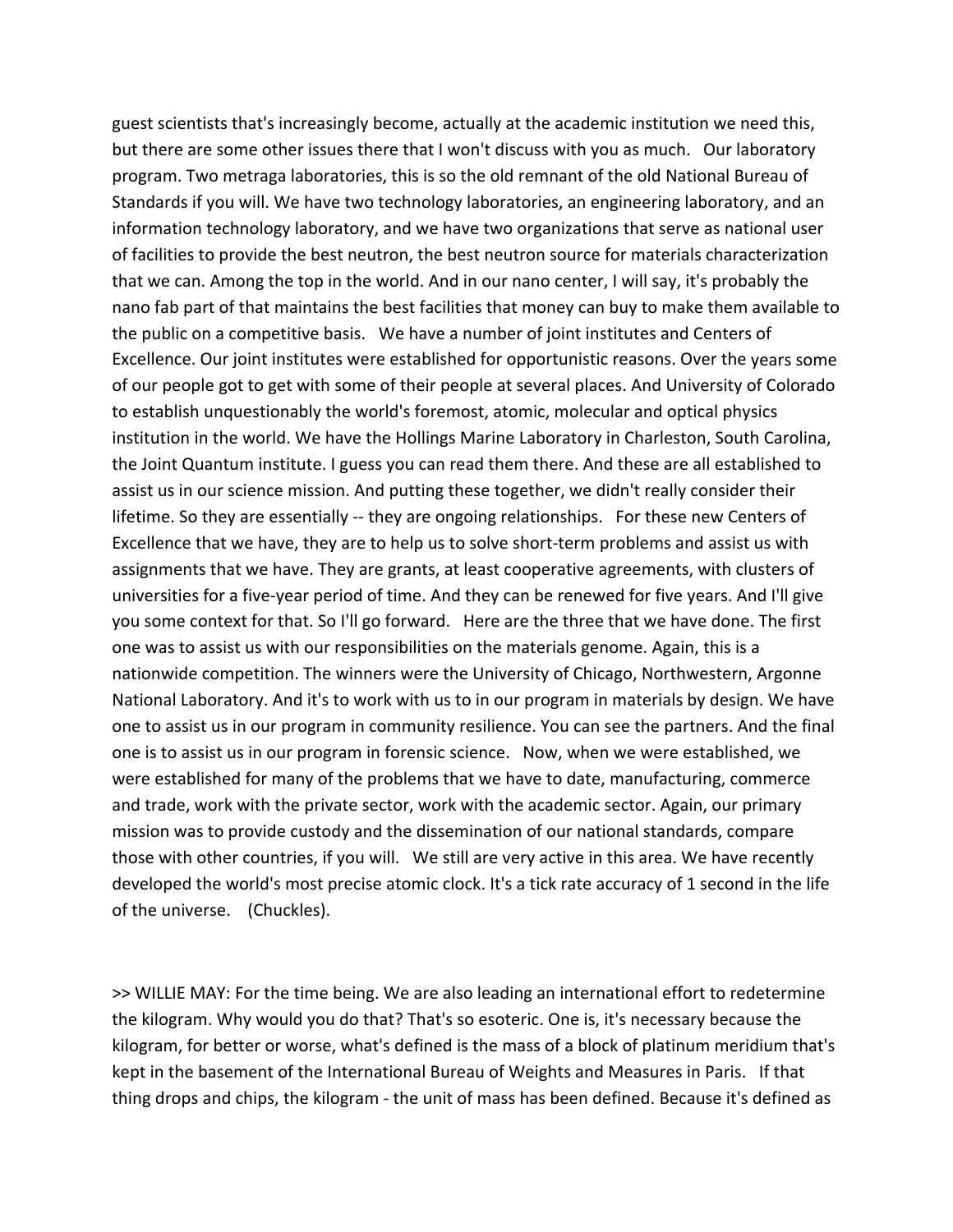guest scientists that's increasingly become, actually at the academic institution we need this, but there are some other issues there that I won't discuss with you as much. Our laboratory program. Two metraga laboratories, this is so the old remnant of the old National Bureau of Standards if you will. We have two technology laboratories, an engineering laboratory, and an information technology laboratory, and we have two organizations that serve as national user of facilities to provide the best neutron, the best neutron source for materials characterization that we can. Among the top in the world. And in our nano center, I will say, it's probably the nano fab part of that maintains the best facilities that money can buy to make them available to the public on a competitive basis. We have a number of joint institutes and Centers of Excellence. Our joint institutes were established for opportunistic reasons. Over the years some of our people got to get with some of their people at several places. And University of Colorado to establish unquestionably the world's foremost, atomic, molecular and optical physics institution in the world. We have the Hollings Marine Laboratory in Charleston, South Carolina, the Joint Quantum institute. I guess you can read them there. And these are all established to assist us in our science mission. And putting these together, we didn't really consider their lifetime. So they are essentially -- they are ongoing relationships. For these new Centers of Excellence that we have, they are to help us to solve short-term problems and assist us with assignments that we have. They are grants, at least cooperative agreements, with clusters of universities for a five-year period of time. And they can be renewed for five years. And I'll give you some context for that. So I'll go forward. Here are the three that we have done. The first one was to assist us with our responsibilities on the materials genome. Again, this is a nationwide competition. The winners were the University of Chicago, Northwestern, Argonne National Laboratory. And it's to work with us to in our program in materials by design. We have one to assist us in our program in community resilience. You can see the partners. And the final one is to assist us in our program in forensic science. Now, when we were established, we were established for many of the problems that we have to date, manufacturing, commerce and trade, work with the private sector, work with the academic sector. Again, our primary mission was to provide custody and the dissemination of our national standards, compare those with other countries, if you will. We still are very active in this area. We have recently developed the world's most precise atomic clock. It's a tick rate accuracy of 1 second in the life of the universe. (Chuckles).

>> WILLIE MAY: For the time being. We are also leading an international effort to redetermine the kilogram. Why would you do that? That's so esoteric. One is, it's necessary because the kilogram, for better or worse, what's defined is the mass of a block of platinum meridium that's kept in the basement of the International Bureau of Weights and Measures in Paris. If that thing drops and chips, the kilogram - the unit of mass has been defined. Because it's defined as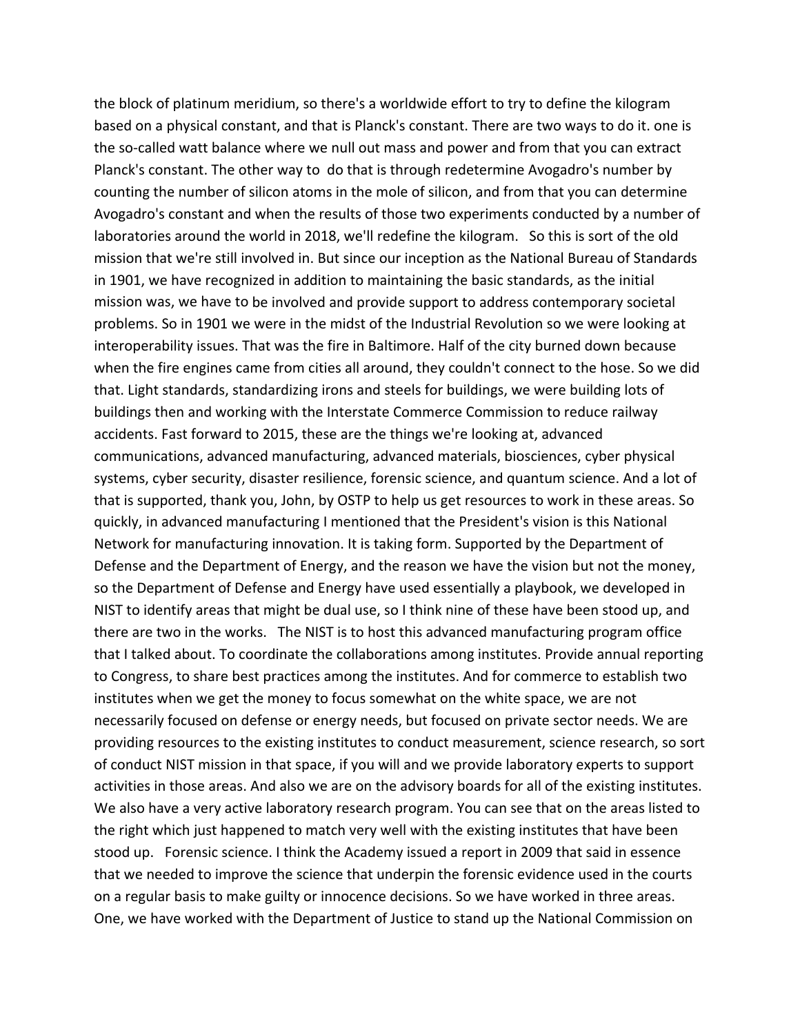the block of platinum meridium, so there's a worldwide effort to try to define the kilogram based on a physical constant, and that is Planck's constant. There are two ways to do it. one is the so-called watt balance where we null out mass and power and from that you can extract Planck's constant. The other way to do that is through redetermine Avogadro's number by counting the number of silicon atoms in the mole of silicon, and from that you can determine Avogadro's constant and when the results of those two experiments conducted by a number of laboratories around the world in 2018, we'll redefine the kilogram. So this is sort of the old mission that we're still involved in. But since our inception as the National Bureau of Standards in 1901, we have recognized in addition to maintaining the basic standards, as the initial mission was, we have to be involved and provide support to address contemporary societal problems. So in 1901 we were in the midst of the Industrial Revolution so we were looking at interoperability issues. That was the fire in Baltimore. Half of the city burned down because when the fire engines came from cities all around, they couldn't connect to the hose. So we did that. Light standards, standardizing irons and steels for buildings, we were building lots of buildings then and working with the Interstate Commerce Commission to reduce railway accidents. Fast forward to 2015, these are the things we're looking at, advanced communications, advanced manufacturing, advanced materials, biosciences, cyber physical systems, cyber security, disaster resilience, forensic science, and quantum science. And a lot of that is supported, thank you, John, by OSTP to help us get resources to work in these areas. So quickly, in advanced manufacturing I mentioned that the President's vision is this National Network for manufacturing innovation. It is taking form. Supported by the Department of Defense and the Department of Energy, and the reason we have the vision but not the money, so the Department of Defense and Energy have used essentially a playbook, we developed in NIST to identify areas that might be dual use, so I think nine of these have been stood up, and there are two in the works. The NIST is to host this advanced manufacturing program office that I talked about. To coordinate the collaborations among institutes. Provide annual reporting to Congress, to share best practices among the institutes. And for commerce to establish two institutes when we get the money to focus somewhat on the white space, we are not necessarily focused on defense or energy needs, but focused on private sector needs. We are providing resources to the existing institutes to conduct measurement, science research, so sort of conduct NIST mission in that space, if you will and we provide laboratory experts to support activities in those areas. And also we are on the advisory boards for all of the existing institutes. We also have a very active laboratory research program. You can see that on the areas listed to the right which just happened to match very well with the existing institutes that have been stood up. Forensic science. I think the Academy issued a report in 2009 that said in essence that we needed to improve the science that underpin the forensic evidence used in the courts on a regular basis to make guilty or innocence decisions. So we have worked in three areas. One, we have worked with the Department of Justice to stand up the National Commission on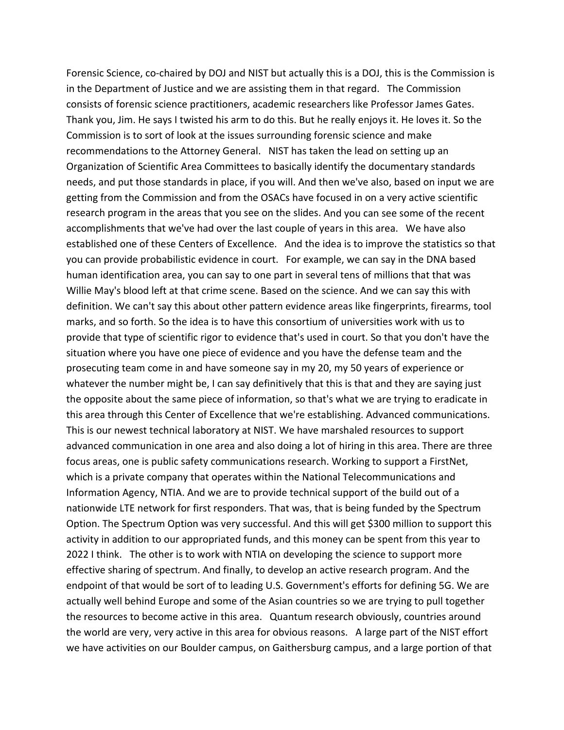Forensic Science, co-chaired by DOJ and NIST but actually this is a DOJ, this is the Commission is in the Department of Justice and we are assisting them in that regard. The Commission consists of forensic science practitioners, academic researchers like Professor James Gates. Thank you, Jim. He says I twisted his arm to do this. But he really enjoys it. He loves it. So the Commission is to sort of look at the issues surrounding forensic science and make recommendations to the Attorney General. NIST has taken the lead on setting up an Organization of Scientific Area Committees to basically identify the documentary standards needs, and put those standards in place, if you will. And then we've also, based on input we are getting from the Commission and from the OSACs have focused in on a very active scientific research program in the areas that you see on the slides. And you can see some of the recent accomplishments that we've had over the last couple of years in this area. We have also established one of these Centers of Excellence. And the idea is to improve the statistics so that you can provide probabilistic evidence in court. For example, we can say in the DNA based human identification area, you can say to one part in several tens of millions that that was Willie May's blood left at that crime scene. Based on the science. And we can say this with definition. We can't say this about other pattern evidence areas like fingerprints, firearms, tool marks, and so forth. So the idea is to have this consortium of universities work with us to provide that type of scientific rigor to evidence that's used in court. So that you don't have the situation where you have one piece of evidence and you have the defense team and the prosecuting team come in and have someone say in my 20, my 50 years of experience or whatever the number might be, I can say definitively that this is that and they are saying just the opposite about the same piece of information, so that's what we are trying to eradicate in this area through this Center of Excellence that we're establishing. Advanced communications. This is our newest technical laboratory at NIST. We have marshaled resources to support advanced communication in one area and also doing a lot of hiring in this area. There are three focus areas, one is public safety communications research. Working to support a FirstNet, which is a private company that operates within the National Telecommunications and Information Agency, NTIA. And we are to provide technical support of the build out of a nationwide LTE network for first responders. That was, that is being funded by the Spectrum Option. The Spectrum Option was very successful. And this will get $300 million to support this activity in addition to our appropriated funds, and this money can be spent from this year to 2022 I think. The other is to work with NTIA on developing the science to support more effective sharing of spectrum. And finally, to develop an active research program. And the endpoint of that would be sort of to leading U.S. Government's efforts for defining 5G. We are actually well behind Europe and some of the Asian countries so we are trying to pull together the resources to become active in this area. Quantum research obviously, countries around the world are very, very active in this area for obvious reasons. A large part of the NIST effort we have activities on our Boulder campus, on Gaithersburg campus, and a large portion of that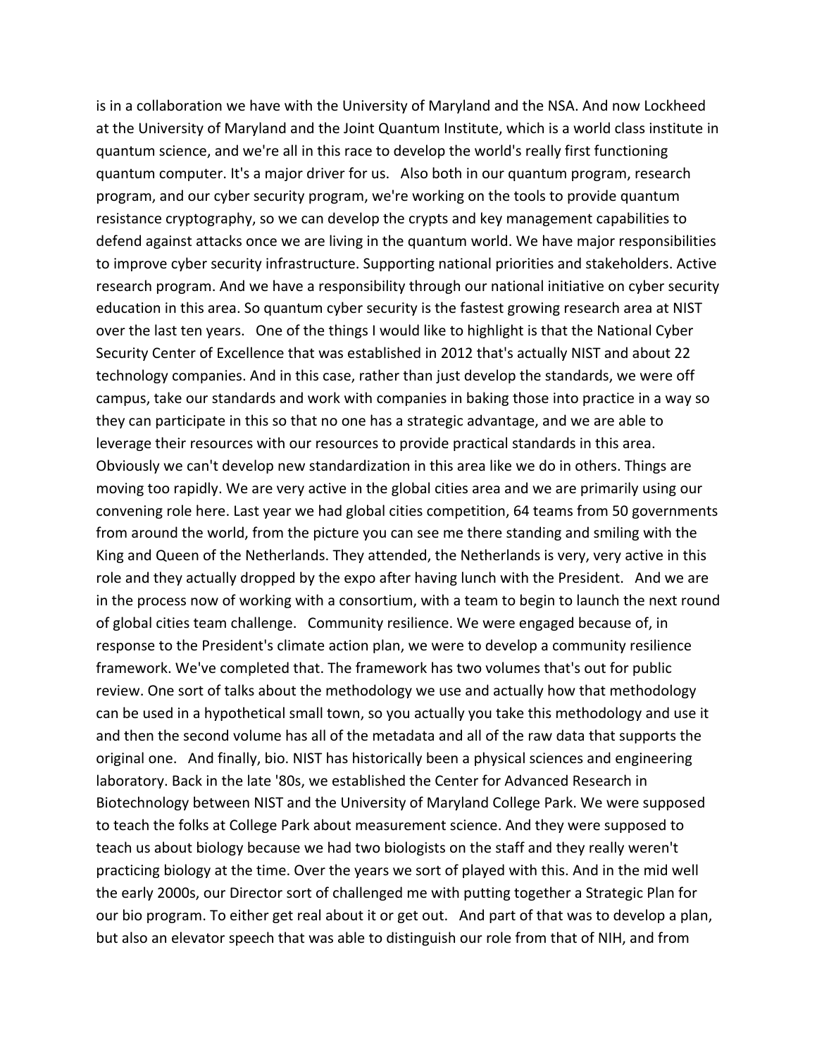is in a collaboration we have with the University of Maryland and the NSA. And now Lockheed at the University of Maryland and the Joint Quantum Institute, which is a world class institute in quantum science, and we're all in this race to develop the world's really first functioning quantum computer. It's a major driver for us.   Also both in our quantum program, research program, and our cyber security program, we're working on the tools to provide quantum resistance cryptography, so we can develop the crypts and key management capabilities to defend against attacks once we are living in the quantum world. We have major responsibilities to improve cyber security infrastructure. Supporting national priorities and stakeholders. Active research program. And we have a responsibility through our national initiative on cyber security education in this area. So quantum cyber security is the fastest growing research area at NIST over the last ten years.   One of the things I would like to highlight is that the National Cyber Security Center of Excellence that was established in 2012 that's actually NIST and about 22 technology companies. And in this case, rather than just develop the standards, we were off campus, take our standards and work with companies in baking those into practice in a way so they can participate in this so that no one has a strategic advantage, and we are able to leverage their resources with our resources to provide practical standards in this area. Obviously we can't develop new standardization in this area like we do in others. Things are moving too rapidly. We are very active in the global cities area and we are primarily using our convening role here. Last year we had global cities competition, 64 teams from 50 governments from around the world, from the picture you can see me there standing and smiling with the King and Queen of the Netherlands. They attended, the Netherlands is very, very active in this role and they actually dropped by the expo after having lunch with the President.   And we are in the process now of working with a consortium, with a team to begin to launch the next round of global cities team challenge.   Community resilience. We were engaged because of, in response to the President's climate action plan, we were to develop a community resilience framework. We've completed that. The framework has two volumes that's out for public review. One sort of talks about the methodology we use and actually how that methodology can be used in a hypothetical small town, so you actually you take this methodology and use it and then the second volume has all of the metadata and all of the raw data that supports the original one.   And finally, bio. NIST has historically been a physical sciences and engineering laboratory. Back in the late '80s, we established the Center for Advanced Research in Biotechnology between NIST and the University of Maryland College Park. We were supposed to teach the folks at College Park about measurement science. And they were supposed to teach us about biology because we had two biologists on the staff and they really weren't practicing biology at the time. Over the years we sort of played with this. And in the mid well the early 2000s, our Director sort of challenged me with putting together a Strategic Plan for our bio program. To either get real about it or get out.   And part of that was to develop a plan, but also an elevator speech that was able to distinguish our role from that of NIH, and from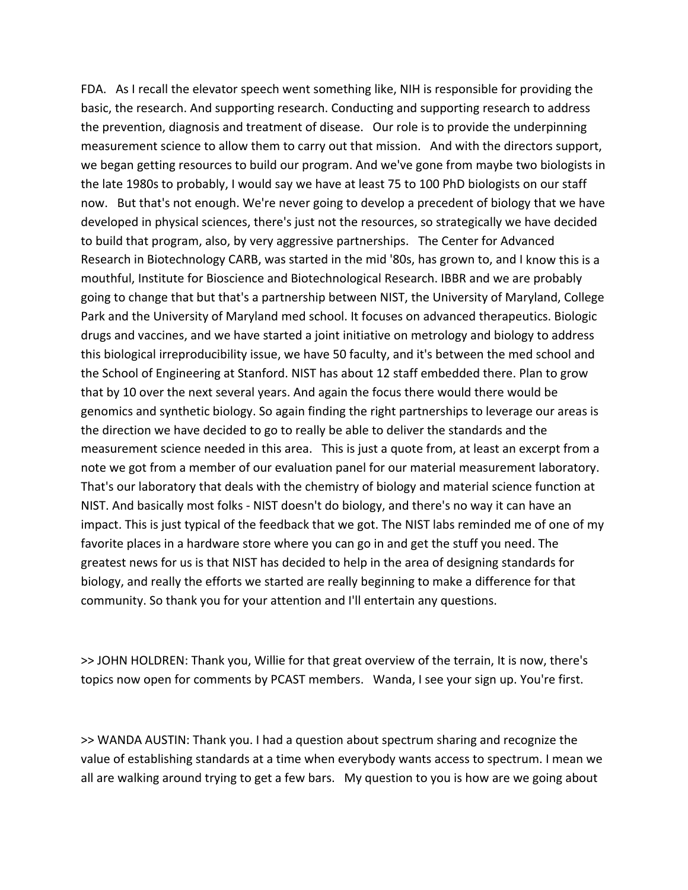FDA. As I recall the elevator speech went something like, NIH is responsible for providing the basic, the research. And supporting research. Conducting and supporting research to address the prevention, diagnosis and treatment of disease. Our role is to provide the underpinning measurement science to allow them to carry out that mission. And with the directors support, we began getting resources to build our program. And we've gone from maybe two biologists in the late 1980s to probably, I would say we have at least 75 to 100 PhD biologists on our staff now. But that's not enough. We're never going to develop a precedent of biology that we have developed in physical sciences, there's just not the resources, so strategically we have decided to build that program, also, by very aggressive partnerships. The Center for Advanced Research in Biotechnology CARB, was started in the mid '80s, has grown to, and I know this is a mouthful, Institute for Bioscience and Biotechnological Research. IBBR and we are probably going to change that but that's a partnership between NIST, the University of Maryland, College Park and the University of Maryland med school. It focuses on advanced therapeutics. Biologic drugs and vaccines, and we have started a joint initiative on metrology and biology to address this biological irreproducibility issue, we have 50 faculty, and it's between the med school and the School of Engineering at Stanford. NIST has about 12 staff embedded there. Plan to grow that by 10 over the next several years. And again the focus there would there would be genomics and synthetic biology. So again finding the right partnerships to leverage our areas is the direction we have decided to go to really be able to deliver the standards and the measurement science needed in this area. This is just a quote from, at least an excerpt from a note we got from a member of our evaluation panel for our material measurement laboratory. That's our laboratory that deals with the chemistry of biology and material science function at NIST. And basically most folks - NIST doesn't do biology, and there's no way it can have an impact. This is just typical of the feedback that we got. The NIST labs reminded me of one of my favorite places in a hardware store where you can go in and get the stuff you need. The greatest news for us is that NIST has decided to help in the area of designing standards for biology, and really the efforts we started are really beginning to make a difference for that community. So thank you for your attention and I'll entertain any questions.

>> JOHN HOLDREN: Thank you, Willie for that great overview of the terrain, It is now, there's topics now open for comments by PCAST members. Wanda, I see your sign up. You're first.

>> WANDA AUSTIN: Thank you. I had a question about spectrum sharing and recognize the value of establishing standards at a time when everybody wants access to spectrum. I mean we all are walking around trying to get a few bars. My question to you is how are we going about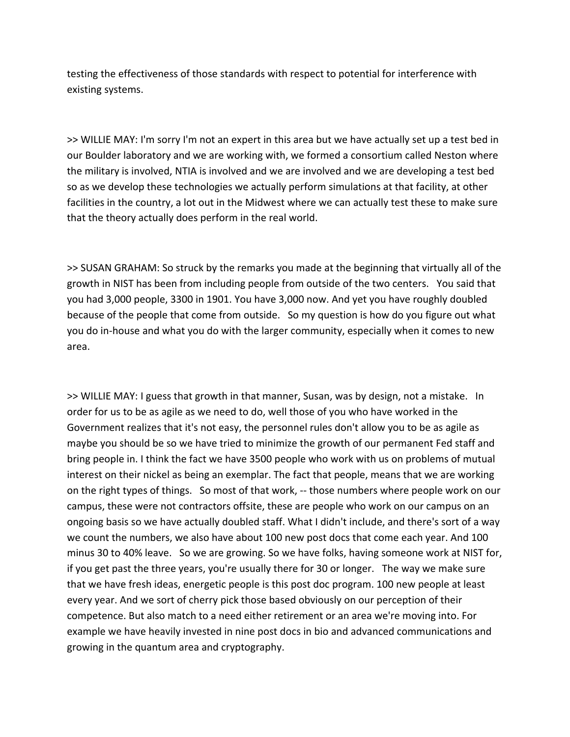testing the effectiveness of those standards with respect to potential for interference with existing systems.

>> WILLIE MAY: I'm sorry I'm not an expert in this area but we have actually set up a test bed in our Boulder laboratory and we are working with, we formed a consortium called Neston where the military is involved, NTIA is involved and we are involved and we are developing a test bed so as we develop these technologies we actually perform simulations at that facility, at other facilities in the country, a lot out in the Midwest where we can actually test these to make sure that the theory actually does perform in the real world.

>> SUSAN GRAHAM: So struck by the remarks you made at the beginning that virtually all of the growth in NIST has been from including people from outside of the two centers. You said that you had 3,000 people, 3300 in 1901. You have 3,000 now. And yet you have roughly doubled because of the people that come from outside. So my question is how do you figure out what you do in-house and what you do with the larger community, especially when it comes to new area.

>> WILLIE MAY: I guess that growth in that manner, Susan, was by design, not a mistake. In order for us to be as agile as we need to do, well those of you who have worked in the Government realizes that it's not easy, the personnel rules don't allow you to be as agile as maybe you should be so we have tried to minimize the growth of our permanent Fed staff and bring people in. I think the fact we have 3500 people who work with us on problems of mutual interest on their nickel as being an exemplar. The fact that people, means that we are working on the right types of things. So most of that work, -- those numbers where people work on our campus, these were not contractors offsite, these are people who work on our campus on an ongoing basis so we have actually doubled staff. What I didn't include, and there's sort of a way we count the numbers, we also have about 100 new post docs that come each year. And 100 minus 30 to 40% leave. So we are growing. So we have folks, having someone work at NIST for, if you get past the three years, you're usually there for 30 or longer. The way we make sure that we have fresh ideas, energetic people is this post doc program. 100 new people at least every year. And we sort of cherry pick those based obviously on our perception of their competence. But also match to a need either retirement or an area we're moving into. For example we have heavily invested in nine post docs in bio and advanced communications and growing in the quantum area and cryptography.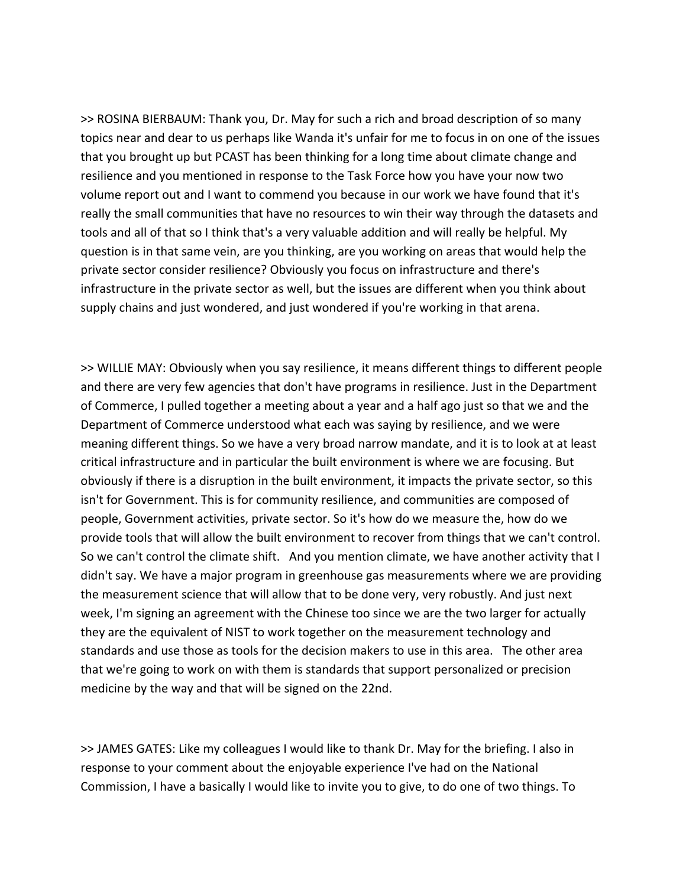>> ROSINA BIERBAUM: Thank you, Dr. May for such a rich and broad description of so many topics near and dear to us perhaps like Wanda it's unfair for me to focus in on one of the issues that you brought up but PCAST has been thinking for a long time about climate change and resilience and you mentioned in response to the Task Force how you have your now two volume report out and I want to commend you because in our work we have found that it's really the small communities that have no resources to win their way through the datasets and tools and all of that so I think that's a very valuable addition and will really be helpful. My question is in that same vein, are you thinking, are you working on areas that would help the private sector consider resilience? Obviously you focus on infrastructure and there's infrastructure in the private sector as well, but the issues are different when you think about supply chains and just wondered, and just wondered if you're working in that arena.

>> WILLIE MAY: Obviously when you say resilience, it means different things to different people and there are very few agencies that don't have programs in resilience. Just in the Department of Commerce, I pulled together a meeting about a year and a half ago just so that we and the Department of Commerce understood what each was saying by resilience, and we were meaning different things. So we have a very broad narrow mandate, and it is to look at at least critical infrastructure and in particular the built environment is where we are focusing. But obviously if there is a disruption in the built environment, it impacts the private sector, so this isn't for Government. This is for community resilience, and communities are composed of people, Government activities, private sector. So it's how do we measure the, how do we provide tools that will allow the built environment to recover from things that we can't control. So we can't control the climate shift. And you mention climate, we have another activity that I didn't say. We have a major program in greenhouse gas measurements where we are providing the measurement science that will allow that to be done very, very robustly. And just next week, I'm signing an agreement with the Chinese too since we are the two larger for actually they are the equivalent of NIST to work together on the measurement technology and standards and use those as tools for the decision makers to use in this area. The other area that we're going to work on with them is standards that support personalized or precision medicine by the way and that will be signed on the 22nd.

>> JAMES GATES: Like my colleagues I would like to thank Dr. May for the briefing. I also in response to your comment about the enjoyable experience I've had on the National Commission, I have a basically I would like to invite you to give, to do one of two things. To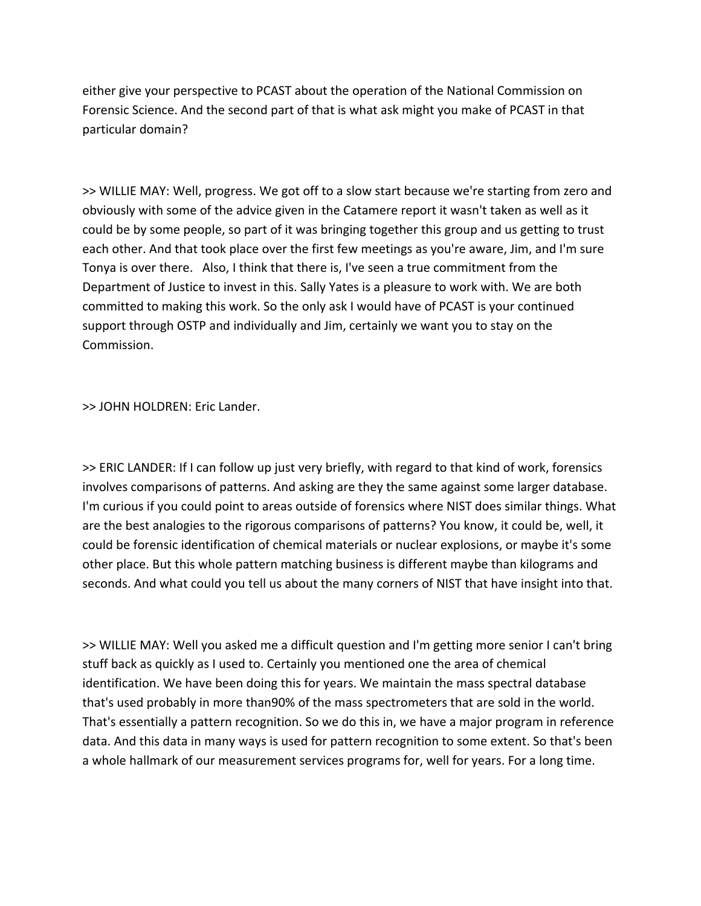either give your perspective to PCAST about the operation of the National Commission on Forensic Science. And the second part of that is what ask might you make of PCAST in that particular domain?

>> WILLIE MAY: Well, progress. We got off to a slow start because we're starting from zero and obviously with some of the advice given in the Catamere report it wasn't taken as well as it could be by some people, so part of it was bringing together this group and us getting to trust each other. And that took place over the first few meetings as you're aware, Jim, and I'm sure Tonya is over there. Also, I think that there is, I've seen a true commitment from the Department of Justice to invest in this. Sally Yates is a pleasure to work with. We are both committed to making this work. So the only ask I would have of PCAST is your continued support through OSTP and individually and Jim, certainly we want you to stay on the Commission.

>> JOHN HOLDREN: Eric Lander.

>> ERIC LANDER: If I can follow up just very briefly, with regard to that kind of work, forensics involves comparisons of patterns. And asking are they the same against some larger database. I'm curious if you could point to areas outside of forensics where NIST does similar things. What are the best analogies to the rigorous comparisons of patterns? You know, it could be, well, it could be forensic identification of chemical materials or nuclear explosions, or maybe it's some other place. But this whole pattern matching business is different maybe than kilograms and seconds. And what could you tell us about the many corners of NIST that have insight into that.

>> WILLIE MAY: Well you asked me a difficult question and I'm getting more senior I can't bring stuff back as quickly as I used to. Certainly you mentioned one the area of chemical identification. We have been doing this for years. We maintain the mass spectral database that's used probably in more than90% of the mass spectrometers that are sold in the world. That's essentially a pattern recognition. So we do this in, we have a major program in reference data. And this data in many ways is used for pattern recognition to some extent. So that's been a whole hallmark of our measurement services programs for, well for years. For a long time.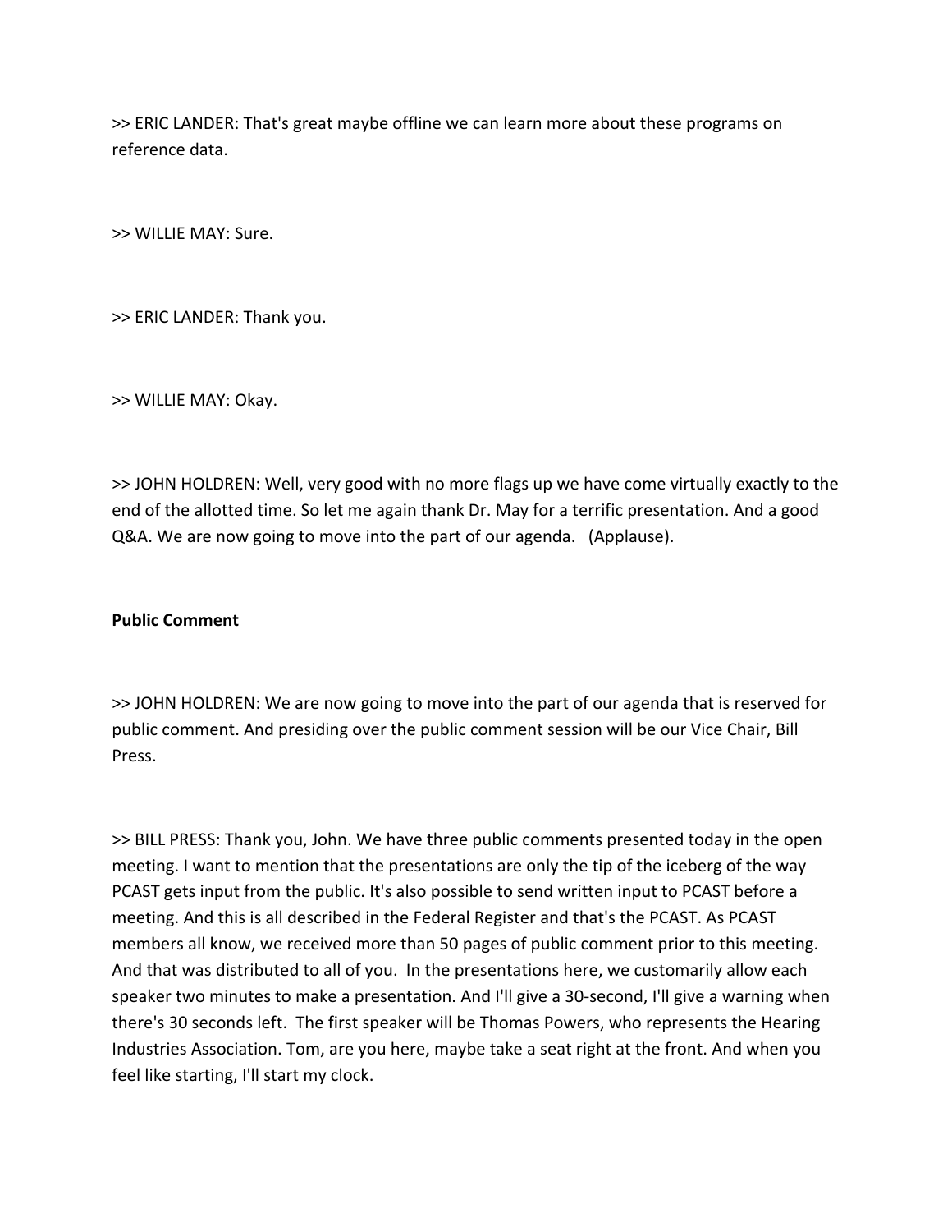>> ERIC LANDER: That's great maybe offline we can learn more about these programs on reference data.

>> WILLIE MAY: Sure.

>> ERIC LANDER: Thank you.

>> WILLIE MAY: Okay.

>> JOHN HOLDREN: Well, very good with no more flags up we have come virtually exactly to the end of the allotted time. So let me again thank Dr. May for a terrific presentation. And a good Q&A. We are now going to move into the part of our agenda. (Applause).

**Public Comment**

>> JOHN HOLDREN: We are now going to move into the part of our agenda that is reserved for public comment. And presiding over the public comment session will be our Vice Chair, Bill Press.

>> BILL PRESS: Thank you, John. We have three public comments presented today in the open meeting. I want to mention that the presentations are only the tip of the iceberg of the way PCAST gets input from the public. It's also possible to send written input to PCAST before a meeting. And this is all described in the Federal Register and that's the PCAST. As PCAST members all know, we received more than 50 pages of public comment prior to this meeting. And that was distributed to all of you. In the presentations here, we customarily allow each speaker two minutes to make a presentation. And I'll give a 30-second, I'll give a warning when there's 30 seconds left. The first speaker will be Thomas Powers, who represents the Hearing Industries Association. Tom, are you here, maybe take a seat right at the front. And when you feel like starting, I'll start my clock.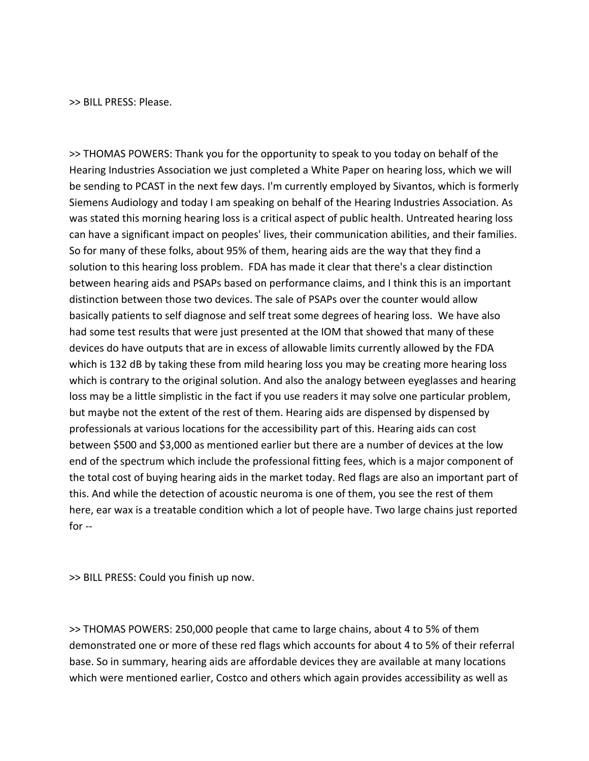>> BILL PRESS: Please.

>> THOMAS POWERS: Thank you for the opportunity to speak to you today on behalf of the Hearing Industries Association we just completed a White Paper on hearing loss, which we will be sending to PCAST in the next few days. I'm currently employed by Sivantos, which is formerly Siemens Audiology and today I am speaking on behalf of the Hearing Industries Association. As was stated this morning hearing loss is a critical aspect of public health. Untreated hearing loss can have a significant impact on peoples' lives, their communication abilities, and their families. So for many of these folks, about 95% of them, hearing aids are the way that they find a solution to this hearing loss problem. FDA has made it clear that there's a clear distinction between hearing aids and PSAPs based on performance claims, and I think this is an important distinction between those two devices. The sale of PSAPs over the counter would allow basically patients to self diagnose and self treat some degrees of hearing loss. We have also had some test results that were just presented at the IOM that showed that many of these devices do have outputs that are in excess of allowable limits currently allowed by the FDA which is 132 dB by taking these from mild hearing loss you may be creating more hearing loss which is contrary to the original solution. And also the analogy between eyeglasses and hearing loss may be a little simplistic in the fact if you use readers it may solve one particular problem, but maybe not the extent of the rest of them. Hearing aids are dispensed by dispensed by professionals at various locations for the accessibility part of this. Hearing aids can cost between $500 and $3,000 as mentioned earlier but there are a number of devices at the low end of the spectrum which include the professional fitting fees, which is a major component of the total cost of buying hearing aids in the market today. Red flags are also an important part of this. And while the detection of acoustic neuroma is one of them, you see the rest of them here, ear wax is a treatable condition which a lot of people have. Two large chains just reported for --

>> BILL PRESS: Could you finish up now.

>> THOMAS POWERS: 250,000 people that came to large chains, about 4 to 5% of them demonstrated one or more of these red flags which accounts for about 4 to 5% of their referral base. So in summary, hearing aids are affordable devices they are available at many locations which were mentioned earlier, Costco and others which again provides accessibility as well as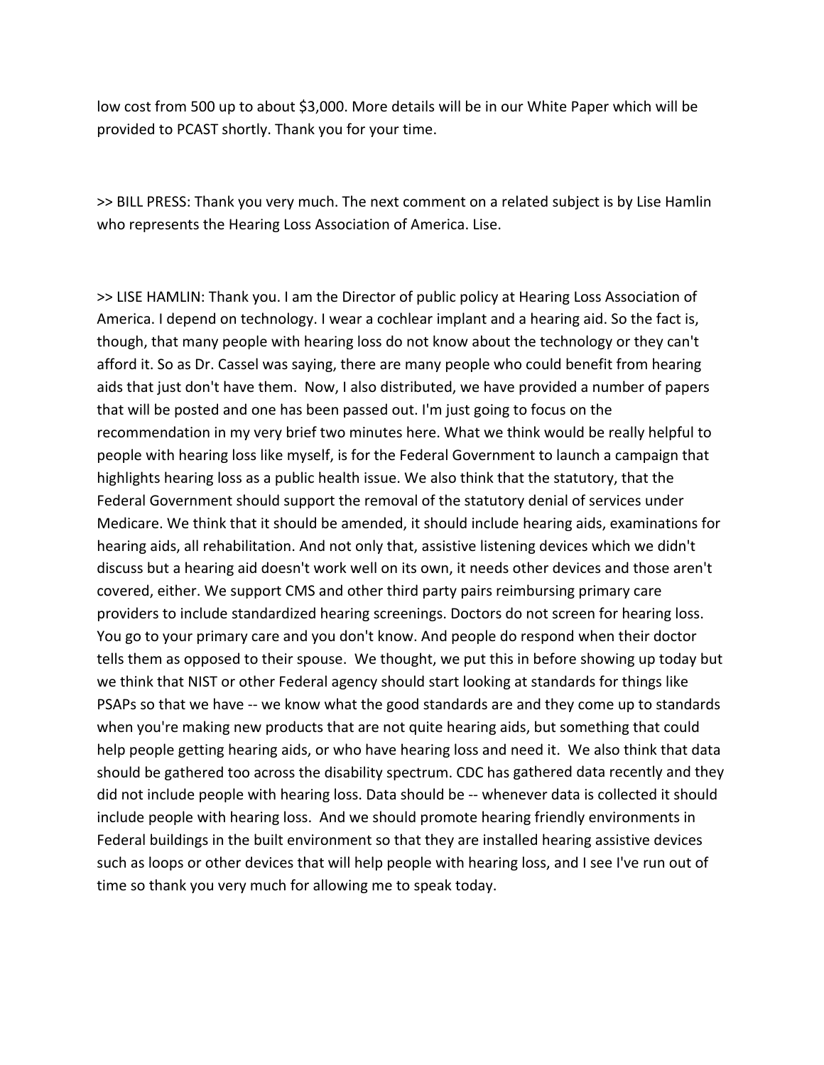low cost from 500 up to about $3,000. More details will be in our White Paper which will be provided to PCAST shortly. Thank you for your time.

>> BILL PRESS: Thank you very much. The next comment on a related subject is by Lise Hamlin who represents the Hearing Loss Association of America. Lise.

>> LISE HAMLIN: Thank you. I am the Director of public policy at Hearing Loss Association of America. I depend on technology. I wear a cochlear implant and a hearing aid. So the fact is, though, that many people with hearing loss do not know about the technology or they can't afford it. So as Dr. Cassel was saying, there are many people who could benefit from hearing aids that just don't have them. Now, I also distributed, we have provided a number of papers that will be posted and one has been passed out. I'm just going to focus on the recommendation in my very brief two minutes here. What we think would be really helpful to people with hearing loss like myself, is for the Federal Government to launch a campaign that highlights hearing loss as a public health issue. We also think that the statutory, that the Federal Government should support the removal of the statutory denial of services under Medicare. We think that it should be amended, it should include hearing aids, examinations for hearing aids, all rehabilitation. And not only that, assistive listening devices which we didn't discuss but a hearing aid doesn't work well on its own, it needs other devices and those aren't covered, either. We support CMS and other third party pairs reimbursing primary care providers to include standardized hearing screenings. Doctors do not screen for hearing loss. You go to your primary care and you don't know. And people do respond when their doctor tells them as opposed to their spouse. We thought, we put this in before showing up today but we think that NIST or other Federal agency should start looking at standards for things like PSAPs so that we have -- we know what the good standards are and they come up to standards when you're making new products that are not quite hearing aids, but something that could help people getting hearing aids, or who have hearing loss and need it. We also think that data should be gathered too across the disability spectrum. CDC has gathered data recently and they did not include people with hearing loss. Data should be -- whenever data is collected it should include people with hearing loss. And we should promote hearing friendly environments in Federal buildings in the built environment so that they are installed hearing assistive devices such as loops or other devices that will help people with hearing loss, and I see I've run out of time so thank you very much for allowing me to speak today.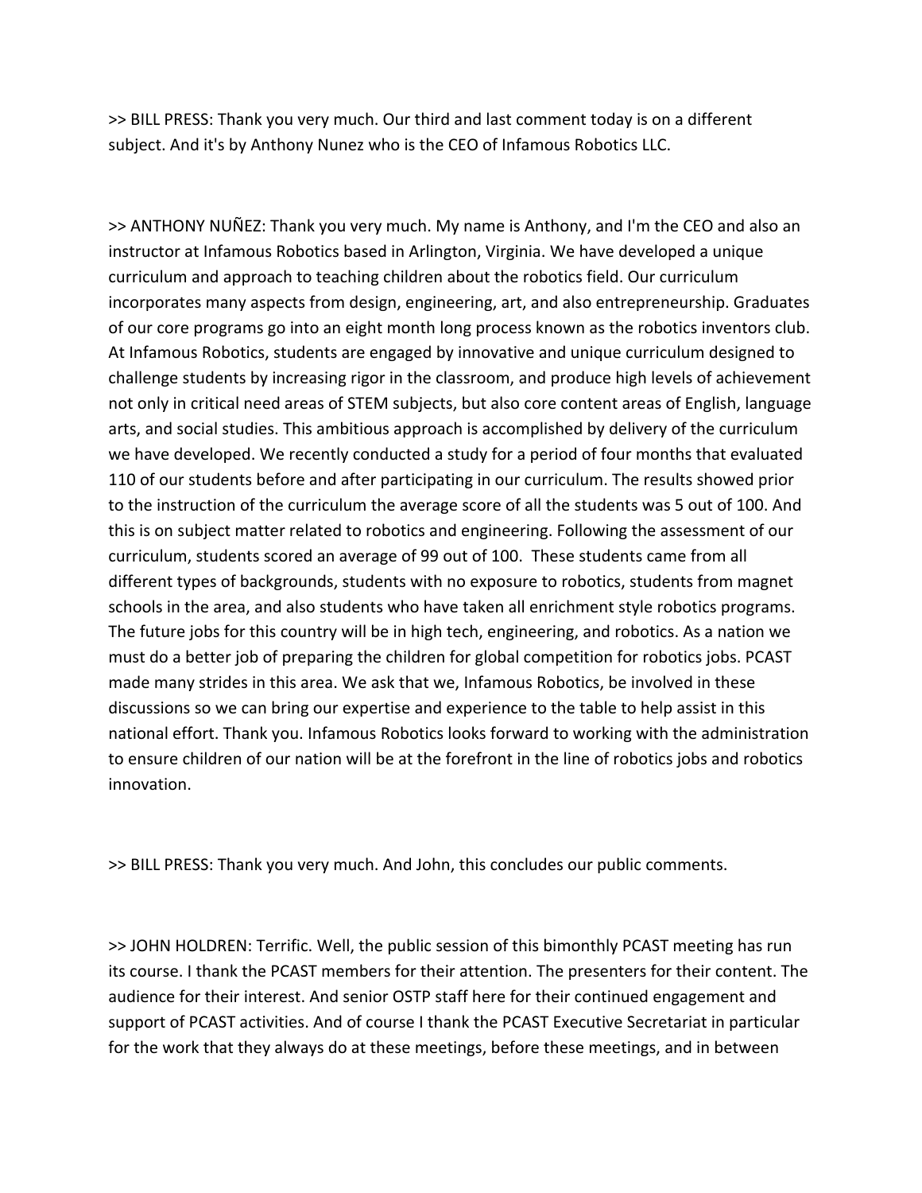>> BILL PRESS: Thank you very much. Our third and last comment today is on a different subject. And it's by Anthony Nunez who is the CEO of Infamous Robotics LLC.

>> ANTHONY NUÑEZ: Thank you very much. My name is Anthony, and I'm the CEO and also an instructor at Infamous Robotics based in Arlington, Virginia. We have developed a unique curriculum and approach to teaching children about the robotics field. Our curriculum incorporates many aspects from design, engineering, art, and also entrepreneurship. Graduates of our core programs go into an eight month long process known as the robotics inventors club. At Infamous Robotics, students are engaged by innovative and unique curriculum designed to challenge students by increasing rigor in the classroom, and produce high levels of achievement not only in critical need areas of STEM subjects, but also core content areas of English, language arts, and social studies. This ambitious approach is accomplished by delivery of the curriculum we have developed. We recently conducted a study for a period of four months that evaluated 110 of our students before and after participating in our curriculum. The results showed prior to the instruction of the curriculum the average score of all the students was 5 out of 100. And this is on subject matter related to robotics and engineering. Following the assessment of our curriculum, students scored an average of 99 out of 100. These students came from all different types of backgrounds, students with no exposure to robotics, students from magnet schools in the area, and also students who have taken all enrichment style robotics programs. The future jobs for this country will be in high tech, engineering, and robotics. As a nation we must do a better job of preparing the children for global competition for robotics jobs. PCAST made many strides in this area. We ask that we, Infamous Robotics, be involved in these discussions so we can bring our expertise and experience to the table to help assist in this national effort. Thank you. Infamous Robotics looks forward to working with the administration to ensure children of our nation will be at the forefront in the line of robotics jobs and robotics innovation.

>> BILL PRESS: Thank you very much. And John, this concludes our public comments.

>> JOHN HOLDREN: Terrific. Well, the public session of this bimonthly PCAST meeting has run its course. I thank the PCAST members for their attention. The presenters for their content. The audience for their interest. And senior OSTP staff here for their continued engagement and support of PCAST activities. And of course I thank the PCAST Executive Secretariat in particular for the work that they always do at these meetings, before these meetings, and in between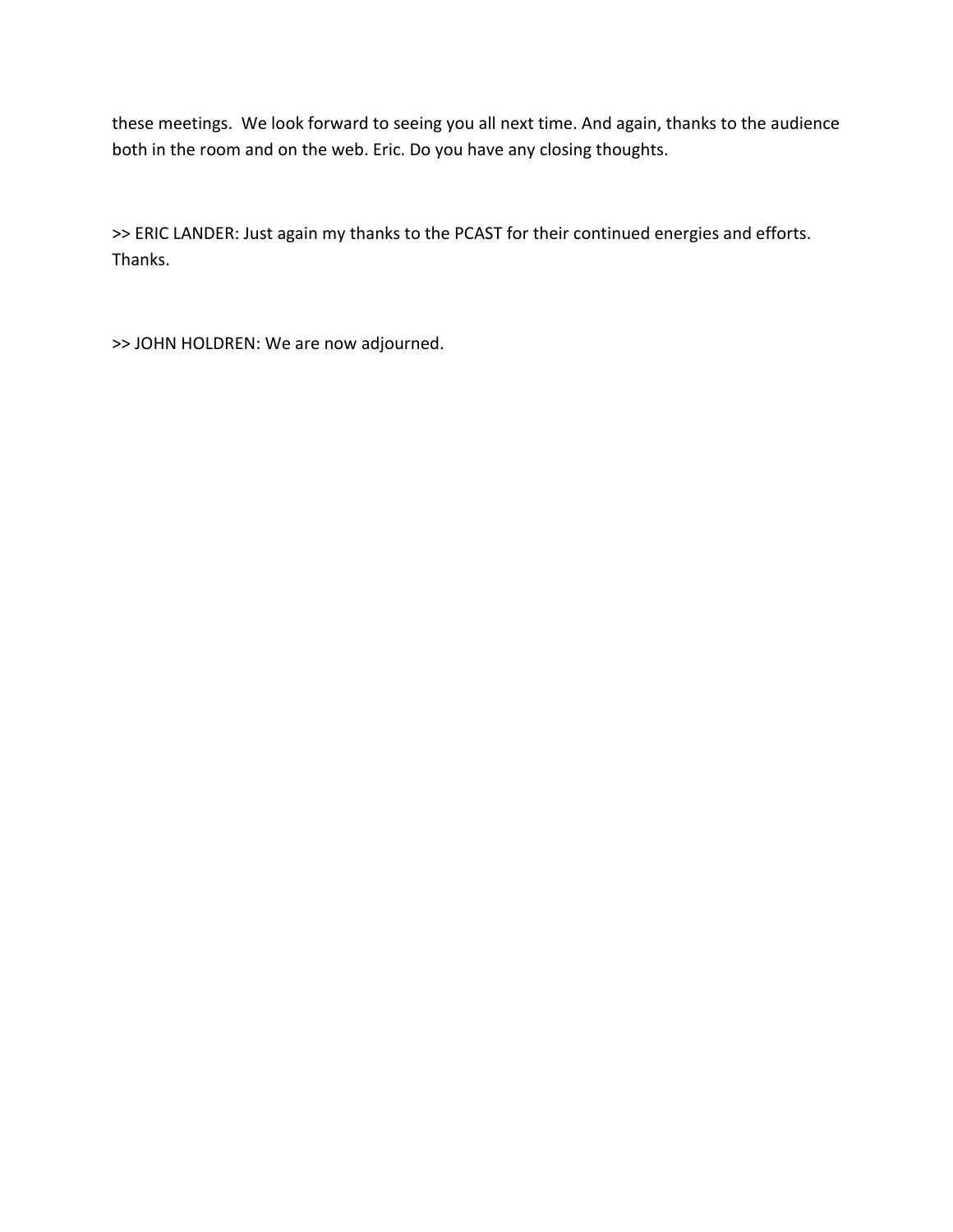these meetings.  We look forward to seeing you all next time. And again, thanks to the audience both in the room and on the web. Eric. Do you have any closing thoughts.

>> ERIC LANDER: Just again my thanks to the PCAST for their continued energies and efforts. Thanks.

>> JOHN HOLDREN: We are now adjourned.